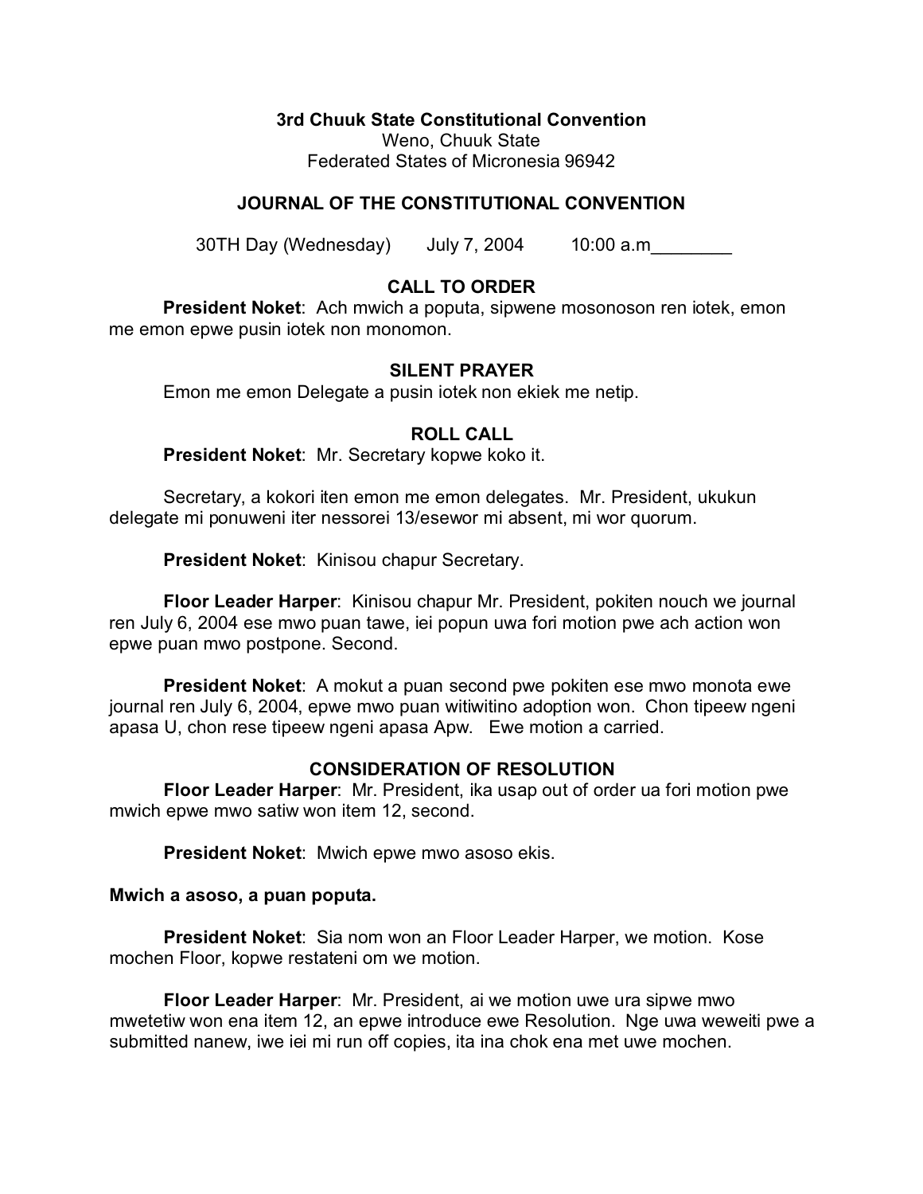**3rd Chuuk State Constitutional Convention**
Weno, Chuuk State
Federated States of Micronesia 96942

## JOURNAL OF THE CONSTITUTIONAL CONVENTION

30TH Day (Wednesday) July 7, 2004 10:00 a.m________

### CALL TO ORDER

**President Noket**: Ach mwich a poputa, sipwene mosonoson ren iotek, emon me emon epwe pusin iotek non monomon.

### SILENT PRAYER

Emon me emon Delegate a pusin iotek non ekiek me netip.

### ROLL CALL

**President Noket**: Mr. Secretary kopwe koko it.

Secretary, a kokori iten emon me emon delegates. Mr. President, ukukun delegate mi ponuweni iter nessorei 13/esewor mi absent, mi wor quorum.

**President Noket**: Kinisou chapur Secretary.

**Floor Leader Harper**: Kinisou chapur Mr. President, pokiten nouch we journal ren July 6, 2004 ese mwo puan tawe, iei popun uwa fori motion pwe ach action won epwe puan mwo postpone. Second.

**President Noket**: A mokut a puan second pwe pokiten ese mwo monota ewe journal ren July 6, 2004, epwe mwo puan witiwitino adoption won. Chon tipeew ngeni apasa U, chon rese tipeew ngeni apasa Apw. Ewe motion a carried.

### CONSIDERATION OF RESOLUTION

**Floor Leader Harper**: Mr. President, ika usap out of order ua fori motion pwe mwich epwe mwo satiw won item 12, second.

**President Noket**: Mwich epwe mwo asoso ekis.

**Mwich a asoso, a puan poputa.**

**President Noket**: Sia nom won an Floor Leader Harper, we motion. Kose mochen Floor, kopwe restateni om we motion.

**Floor Leader Harper**: Mr. President, ai we motion uwe ura sipwe mwo mwetetiw won ena item 12, an epwe introduce ewe Resolution. Nge uwa weweiti pwe a submitted nanew, iwe iei mi run off copies, ita ina chok ena met uwe mochen.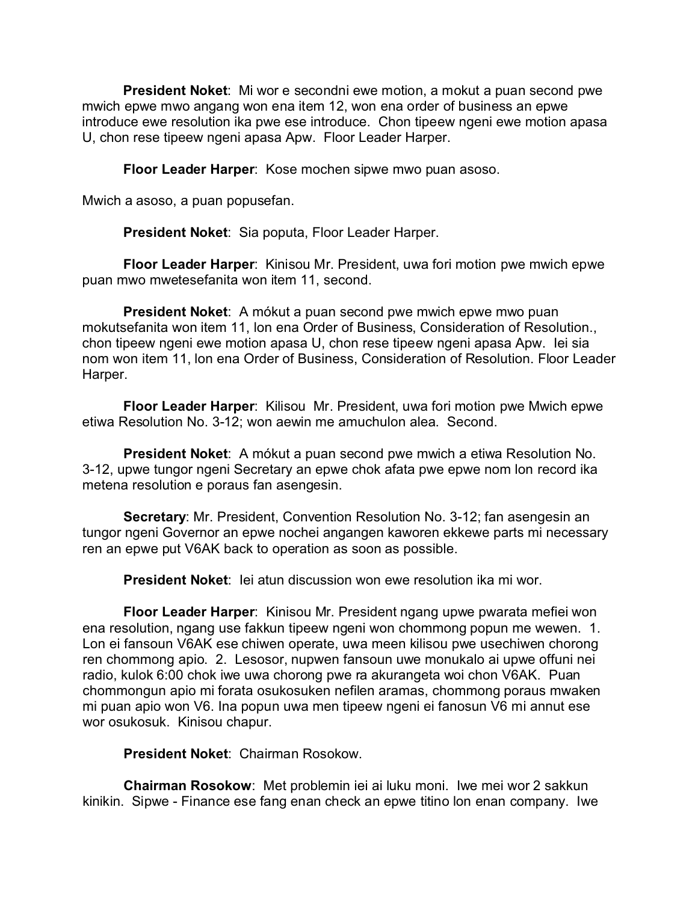**President Noket**: Mi wor e secondni ewe motion, a mokut a puan second pwe mwich epwe mwo angang won ena item 12, won ena order of business an epwe introduce ewe resolution ika pwe ese introduce. Chon tipeew ngeni ewe motion apasa U, chon rese tipeew ngeni apasa Apw. Floor Leader Harper.

**Floor Leader Harper**: Kose mochen sipwe mwo puan asoso.

Mwich a asoso, a puan popusefan.

**President Noket**: Sia poputa, Floor Leader Harper.

**Floor Leader Harper**: Kinisou Mr. President, uwa fori motion pwe mwich epwe puan mwo mwetesefanita won item 11, second.

**President Noket**: A mókut a puan second pwe mwich epwe mwo puan mokutsefanita won item 11, lon ena Order of Business, Consideration of Resolution., chon tipeew ngeni ewe motion apasa U, chon rese tipeew ngeni apasa Apw. Iei sia nom won item 11, lon ena Order of Business, Consideration of Resolution. Floor Leader Harper.

**Floor Leader Harper**: Kilisou Mr. President, uwa fori motion pwe Mwich epwe etiwa Resolution No. 3-12; won aewin me amuchulon alea. Second.

**President Noket**: A mókut a puan second pwe mwich a etiwa Resolution No. 3-12, upwe tungor ngeni Secretary an epwe chok afata pwe epwe nom lon record ika metena resolution e poraus fan asengesin.

**Secretary**: Mr. President, Convention Resolution No. 3-12; fan asengesin an tungor ngeni Governor an epwe nochei angangen kaworen ekkewe parts mi necessary ren an epwe put V6AK back to operation as soon as possible.

**President Noket**: Iei atun discussion won ewe resolution ika mi wor.

**Floor Leader Harper**: Kinisou Mr. President ngang upwe pwarata mefiei won ena resolution, ngang use fakkun tipeew ngeni won chommong popun me wewen. 1. Lon ei fansoun V6AK ese chiwen operate, uwa meen kilisou pwe usechiwen chorong ren chommong apio. 2. Lesosor, nupwen fansoun uwe monukalo ai upwe offuni nei radio, kulok 6:00 chok iwe uwa chorong pwe ra akurangeta woi chon V6AK. Puan chommongun apio mi forata osukosuken nefilen aramas, chommong poraus mwaken mi puan apio won V6. Ina popun uwa men tipeew ngeni ei fanosun V6 mi annut ese wor osukosuk. Kinisou chapur.

**President Noket**: Chairman Rosokow.

**Chairman Rosokow**: Met problemin iei ai luku moni. Iwe mei wor 2 sakkun kinikin. Sipwe - Finance ese fang enan check an epwe titino lon enan company. Iwe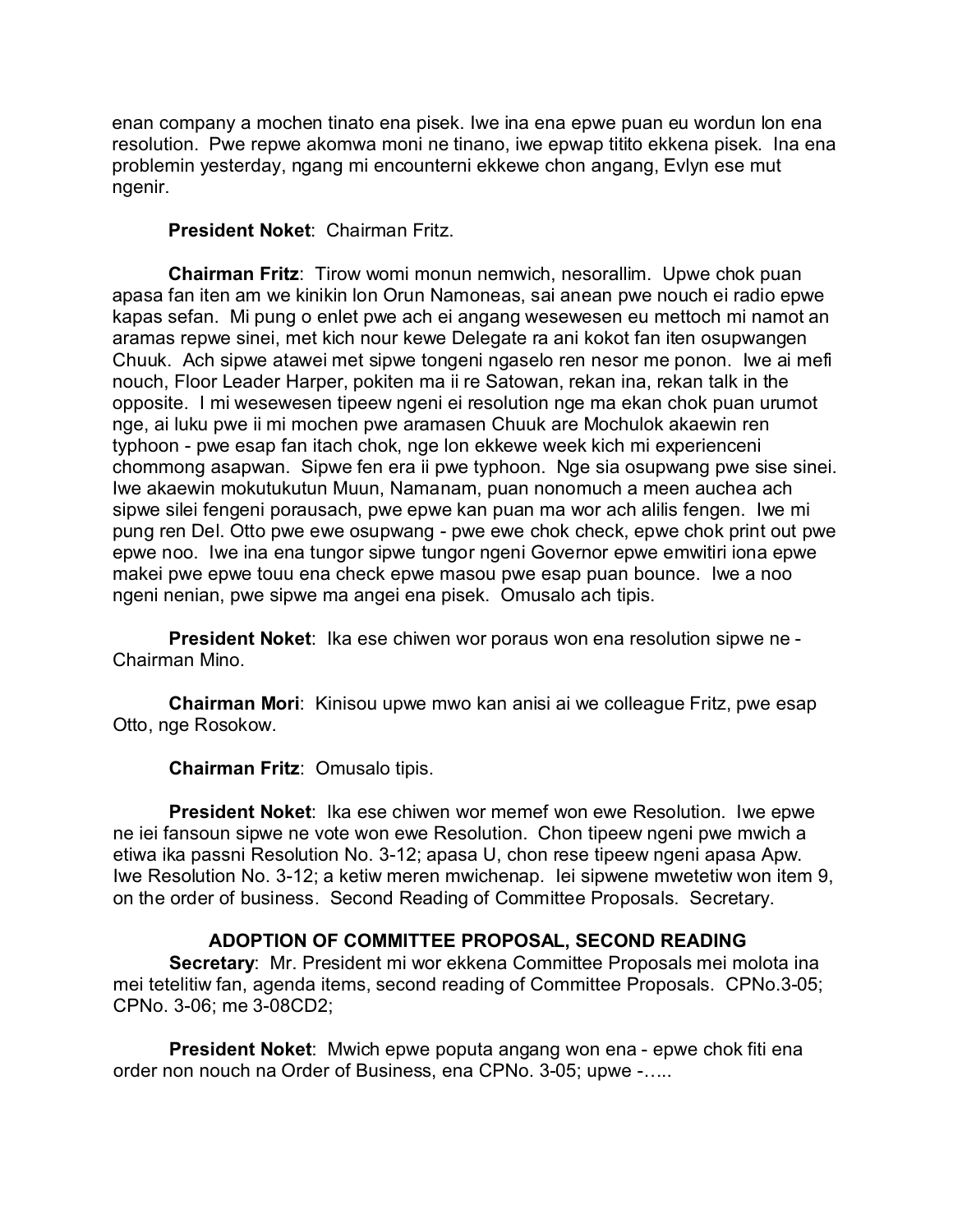enan company a mochen tinato ena pisek. Iwe ina ena epwe puan eu wordun lon ena resolution. Pwe repwe akomwa moni ne tinano, iwe epwap titito ekkena pisek. Ina ena problemin yesterday, ngang mi encounterni ekkewe chon angang, Evlyn ese mut ngenir.

**President Noket**: Chairman Fritz.

**Chairman Fritz**: Tirow womi monun nemwich, nesorallim. Upwe chok puan apasa fan iten am we kinikin lon Orun Namoneas, sai anean pwe nouch ei radio epwe kapas sefan. Mi pung o enlet pwe ach ei angang wesewesen eu mettoch mi namot an aramas repwe sinei, met kich nour kewe Delegate ra ani kokot fan iten osupwangen Chuuk. Ach sipwe atawei met sipwe tongeni ngaselo ren nesor me ponon. Iwe ai mefi nouch, Floor Leader Harper, pokiten ma ii re Satowan, rekan ina, rekan talk in the opposite. I mi wesewesen tipeew ngeni ei resolution nge ma ekan chok puan urumot nge, ai luku pwe ii mi mochen pwe aramasen Chuuk are Mochulok akaewin ren typhoon - pwe esap fan itach chok, nge lon ekkewe week kich mi experienceni chommong asapwan. Sipwe fen era ii pwe typhoon. Nge sia osupwang pwe sise sinei. Iwe akaewin mokutukutun Muun, Namanam, puan nonomuch a meen auchea ach sipwe silei fengeni porausach, pwe epwe kan puan ma wor ach alilis fengen. Iwe mi pung ren Del. Otto pwe ewe osupwang - pwe ewe chok check, epwe chok print out pwe epwe noo. Iwe ina ena tungor sipwe tungor ngeni Governor epwe emwitiri iona epwe makei pwe epwe touu ena check epwe masou pwe esap puan bounce. Iwe a noo ngeni nenian, pwe sipwe ma angei ena pisek. Omusalo ach tipis.

**President Noket**: Ika ese chiwen wor poraus won ena resolution sipwe ne - Chairman Mino.

**Chairman Mori**: Kinisou upwe mwo kan anisi ai we colleague Fritz, pwe esap Otto, nge Rosokow.

**Chairman Fritz**: Omusalo tipis.

**President Noket**: Ika ese chiwen wor memef won ewe Resolution. Iwe epwe ne iei fansoun sipwe ne vote won ewe Resolution. Chon tipeew ngeni pwe mwich a etiwa ika passni Resolution No. 3-12; apasa U, chon rese tipeew ngeni apasa Apw. Iwe Resolution No. 3-12; a ketiw meren mwichenap. Iei sipwene mwetetiw won item 9, on the order of business. Second Reading of Committee Proposals. Secretary.

## ADOPTION OF COMMITTEE PROPOSAL, SECOND READING

**Secretary**: Mr. President mi wor ekkena Committee Proposals mei molota ina mei tetelitiw fan, agenda items, second reading of Committee Proposals. CPNo.3-05; CPNo. 3-06; me 3-08CD2;

**President Noket**: Mwich epwe poputa angang won ena - epwe chok fiti ena order non nouch na Order of Business, ena CPNo. 3-05; upwe -.....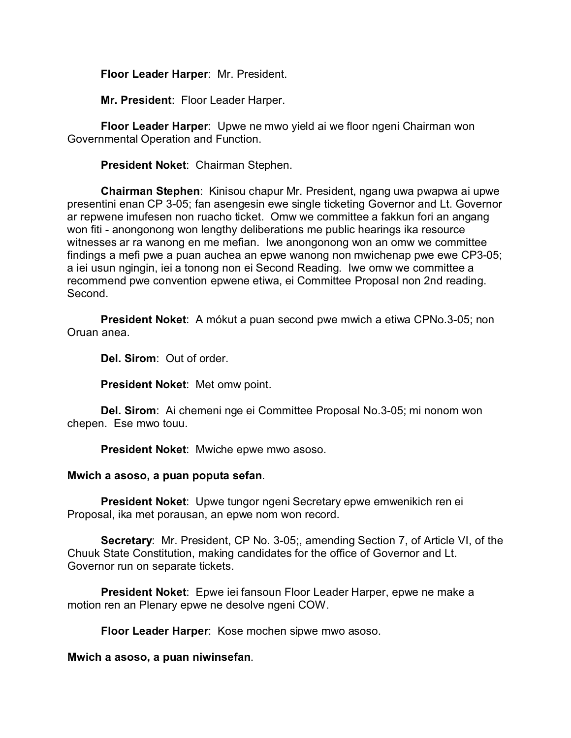**Floor Leader Harper**: Mr. President.

**Mr. President**: Floor Leader Harper.

**Floor Leader Harper**: Upwe ne mwo yield ai we floor ngeni Chairman won Governmental Operation and Function.

**President Noket**: Chairman Stephen.

**Chairman Stephen**: Kinisou chapur Mr. President, ngang uwa pwapwa ai upwe presentini enan CP 3-05; fan asengesin ewe single ticketing Governor and Lt. Governor ar repwene imufesen non ruacho ticket. Omw we committee a fakkun fori an angang won fiti - anongonong won lengthy deliberations me public hearings ika resource witnesses ar ra wanong en me mefian. Iwe anongonong won an omw we committee findings a mefi pwe a puan auchea an epwe wanong non mwichenap pwe ewe CP3-05; a iei usun ngingin, iei a tonong non ei Second Reading. Iwe omw we committee a recommend pwe convention epwene etiwa, ei Committee Proposal non 2nd reading. Second.

**President Noket**: A mókut a puan second pwe mwich a etiwa CPNo.3-05; non Oruan anea.

**Del. Sirom**: Out of order.

**President Noket**: Met omw point.

**Del. Sirom**: Ai chemeni nge ei Committee Proposal No.3-05; mi nonom won chepen. Ese mwo touu.

**President Noket**: Mwiche epwe mwo asoso.

**Mwich a asoso, a puan poputa sefan**.

**President Noket**: Upwe tungor ngeni Secretary epwe emwenikich ren ei Proposal, ika met porausan, an epwe nom won record.

**Secretary**: Mr. President, CP No. 3-05;, amending Section 7, of Article VI, of the Chuuk State Constitution, making candidates for the office of Governor and Lt. Governor run on separate tickets.

**President Noket**: Epwe iei fansoun Floor Leader Harper, epwe ne make a motion ren an Plenary epwe ne desolve ngeni COW.

**Floor Leader Harper**: Kose mochen sipwe mwo asoso.

**Mwich a asoso, a puan niwinsefan**.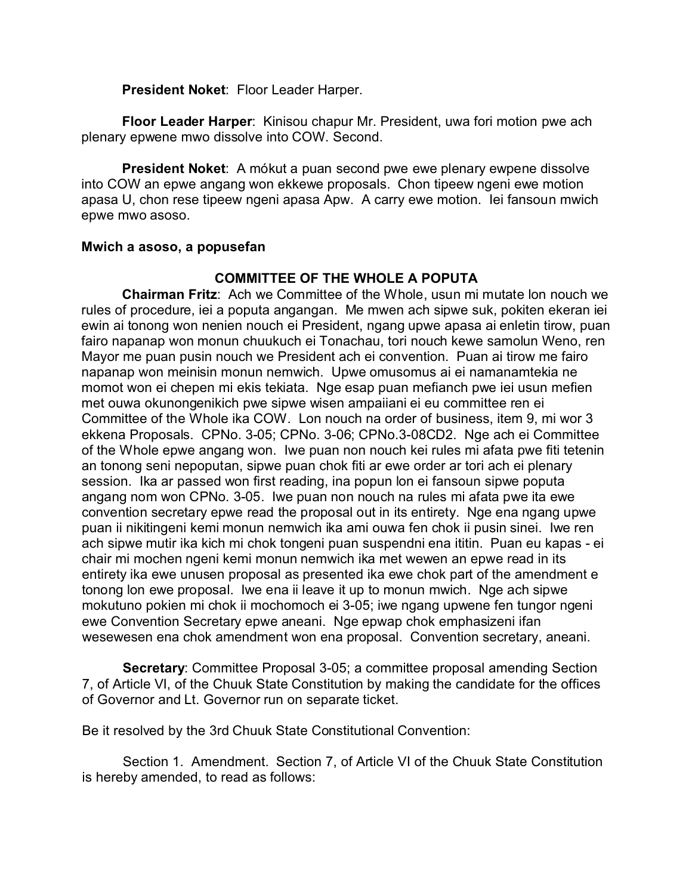**President Noket**: Floor Leader Harper.

**Floor Leader Harper**: Kinisou chapur Mr. President, uwa fori motion pwe ach plenary epwene mwo dissolve into COW. Second.

**President Noket**: A mókut a puan second pwe ewe plenary ewpene dissolve into COW an epwe angang won ekkewe proposals. Chon tipeew ngeni ewe motion apasa U, chon rese tipeew ngeni apasa Apw. A carry ewe motion. Iei fansoun mwich epwe mwo asoso.

**Mwich a asoso, a popusefan**

**COMMITTEE OF THE WHOLE A POPUTA**

**Chairman Fritz**: Ach we Committee of the Whole, usun mi mutate lon nouch we rules of procedure, iei a poputa angangan. Me mwen ach sipwe suk, pokiten ekeran iei ewin ai tonong won nenien nouch ei President, ngang upwe apasa ai enletin tirow, puan fairo napanap won monun chuukuch ei Tonachau, tori nouch kewe samolun Weno, ren Mayor me puan pusin nouch we President ach ei convention. Puan ai tirow me fairo napanap won meinisin monun nemwich. Upwe omusomus ai ei namanamtekia ne momot won ei chepen mi ekis tekiata. Nge esap puan mefianch pwe iei usun mefien met ouwa okunongenikich pwe sipwe wisen ampaiiani ei eu committee ren ei Committee of the Whole ika COW. Lon nouch na order of business, item 9, mi wor 3 ekkena Proposals. CPNo. 3-05; CPNo. 3-06; CPNo.3-08CD2. Nge ach ei Committee of the Whole epwe angang won. Iwe puan non nouch kei rules mi afata pwe fiti tetenin an tonong seni nepoputan, sipwe puan chok fiti ar ewe order ar tori ach ei plenary session. Ika ar passed won first reading, ina popun lon ei fansoun sipwe poputa angang nom won CPNo. 3-05. Iwe puan non nouch na rules mi afata pwe ita ewe convention secretary epwe read the proposal out in its entirety. Nge ena ngang upwe puan ii nikitingeni kemi monun nemwich ika ami ouwa fen chok ii pusin sinei. Iwe ren ach sipwe mutir ika kich mi chok tongeni puan suspendni ena ititin. Puan eu kapas - ei chair mi mochen ngeni kemi monun nemwich ika met wewen an epwe read in its entirety ika ewe unusen proposal as presented ika ewe chok part of the amendment e tonong lon ewe proposal. Iwe ena ii leave it up to monun mwich. Nge ach sipwe mokutuno pokien mi chok ii mochomoch ei 3-05; iwe ngang upwene fen tungor ngeni ewe Convention Secretary epwe aneani. Nge epwap chok emphasizeni ifan wesewesen ena chok amendment won ena proposal. Convention secretary, aneani.

**Secretary**: Committee Proposal 3-05; a committee proposal amending Section 7, of Article VI, of the Chuuk State Constitution by making the candidate for the offices of Governor and Lt. Governor run on separate ticket.

Be it resolved by the 3rd Chuuk State Constitutional Convention:

Section 1. Amendment. Section 7, of Article VI of the Chuuk State Constitution is hereby amended, to read as follows: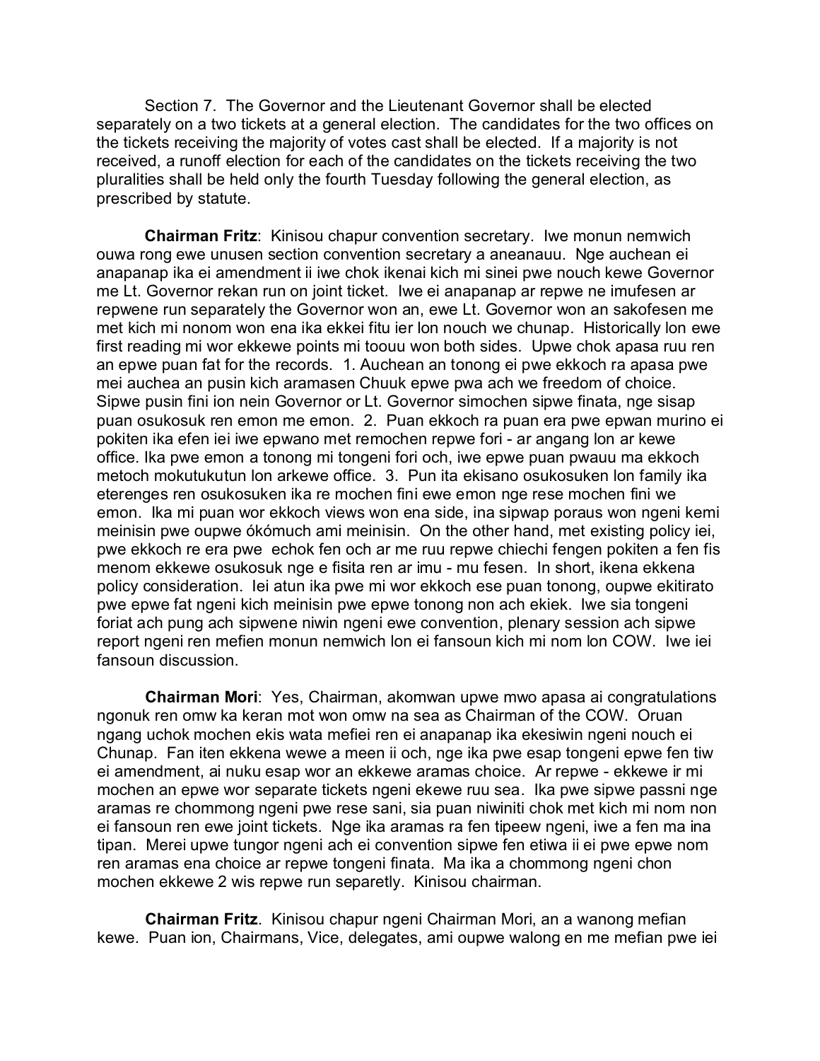Section 7. The Governor and the Lieutenant Governor shall be elected separately on a two tickets at a general election. The candidates for the two offices on the tickets receiving the majority of votes cast shall be elected. If a majority is not received, a runoff election for each of the candidates on the tickets receiving the two pluralities shall be held only the fourth Tuesday following the general election, as prescribed by statute.

**Chairman Fritz**: Kinisou chapur convention secretary. Iwe monun nemwich ouwa rong ewe unusen section convention secretary a aneanauu. Nge auchean ei anapanap ika ei amendment ii iwe chok ikenai kich mi sinei pwe nouch kewe Governor me Lt. Governor rekan run on joint ticket. Iwe ei anapanap ar repwe ne imufesen ar repwene run separately the Governor won an, ewe Lt. Governor won an sakofesen me met kich mi nonom won ena ika ekkei fitu ier lon nouch we chunap. Historically lon ewe first reading mi wor ekkewe points mi toouu won both sides. Upwe chok apasa ruu ren an epwe puan fat for the records. 1. Auchean an tonong ei pwe ekkoch ra apasa pwe mei auchea an pusin kich aramasen Chuuk epwe pwa ach we freedom of choice. Sipwe pusin fini ion nein Governor or Lt. Governor simochen sipwe finata, nge sisap puan osukosuk ren emon me emon. 2. Puan ekkoch ra puan era pwe epwan murino ei pokiten ika efen iei iwe epwano met remochen repwe fori - ar angang lon ar kewe office. Ika pwe emon a tonong mi tongeni fori och, iwe epwe puan pwauu ma ekkoch metoch mokutukutun lon arkewe office. 3. Pun ita ekisano osukosuken lon family ika eterenges ren osukosuken ika re mochen fini ewe emon nge rese mochen fini we emon. Ika mi puan wor ekkoch views won ena side, ina sipwap poraus won ngeni kemi meinisin pwe oupwe ókómuch ami meinisin. On the other hand, met existing policy iei, pwe ekkoch re era pwe echok fen och ar me ruu repwe chiechi fengen pokiten a fen fis menom ekkewe osukosuk nge e fisita ren ar imu - mu fesen. In short, ikena ekkena policy consideration. Iei atun ika pwe mi wor ekkoch ese puan tonong, oupwe ekitirato pwe epwe fat ngeni kich meinisin pwe epwe tonong non ach ekiek. Iwe sia tongeni foriat ach pung ach sipwene niwin ngeni ewe convention, plenary session ach sipwe report ngeni ren mefien monun nemwich lon ei fansoun kich mi nom lon COW. Iwe iei fansoun discussion.

**Chairman Mori**: Yes, Chairman, akomwan upwe mwo apasa ai congratulations ngonuk ren omw ka keran mot won omw na sea as Chairman of the COW. Oruan ngang uchok mochen ekis wata mefiei ren ei anapanap ika ekesiwin ngeni nouch ei Chunap. Fan iten ekkena wewe a meen ii och, nge ika pwe esap tongeni epwe fen tiw ei amendment, ai nuku esap wor an ekkewe aramas choice. Ar repwe - ekkewe ir mi mochen an epwe wor separate tickets ngeni ekewe ruu sea. Ika pwe sipwe passni nge aramas re chommong ngeni pwe rese sani, sia puan niwiniti chok met kich mi nom non ei fansoun ren ewe joint tickets. Nge ika aramas ra fen tipeew ngeni, iwe a fen ma ina tipan. Merei upwe tungor ngeni ach ei convention sipwe fen etiwa ii ei pwe epwe nom ren aramas ena choice ar repwe tongeni finata. Ma ika a chommong ngeni chon mochen ekkewe 2 wis repwe run separetly. Kinisou chairman.

**Chairman Fritz**. Kinisou chapur ngeni Chairman Mori, an a wanong mefian kewe. Puan ion, Chairmans, Vice, delegates, ami oupwe walong en me mefian pwe iei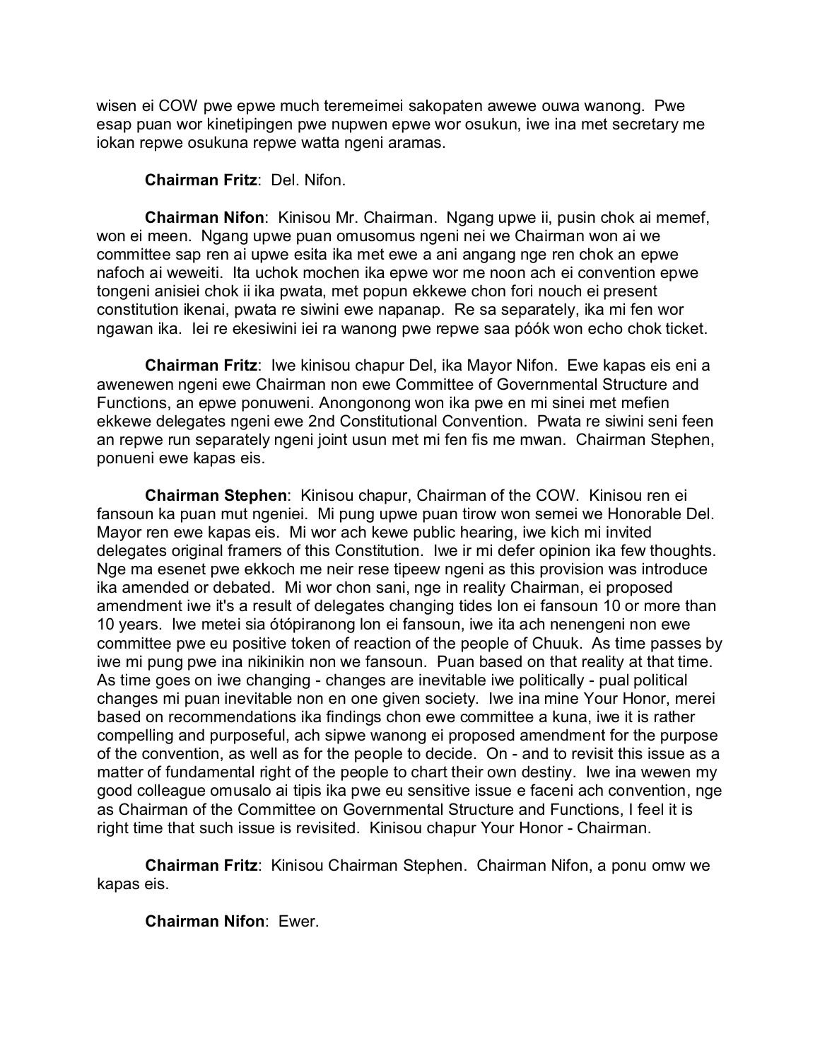wisen ei COW pwe epwe much teremeimei sakopaten awewe ouwa wanong. Pwe esap puan wor kinetipingen pwe nupwen epwe wor osukun, iwe ina met secretary me iokan repwe osukuna repwe watta ngeni aramas.

**Chairman Fritz**: Del. Nifon.

**Chairman Nifon**: Kinisou Mr. Chairman. Ngang upwe ii, pusin chok ai memef, won ei meen. Ngang upwe puan omusomus ngeni nei we Chairman won ai we committee sap ren ai upwe esita ika met ewe a ani angang nge ren chok an epwe nafoch ai weweiti. Ita uchok mochen ika epwe wor me noon ach ei convention epwe tongeni anisiei chok ii ika pwata, met popun ekkewe chon fori nouch ei present constitution ikenai, pwata re siwini ewe napanap. Re sa separately, ika mi fen wor ngawan ika. Iei re ekesiwini iei ra wanong pwe repwe saa póók won echo chok ticket.

**Chairman Fritz**: Iwe kinisou chapur Del, ika Mayor Nifon. Ewe kapas eis eni a awenewen ngeni ewe Chairman non ewe Committee of Governmental Structure and Functions, an epwe ponuweni. Anongonong won ika pwe en mi sinei met mefien ekkewe delegates ngeni ewe 2nd Constitutional Convention. Pwata re siwini seni feen an repwe run separately ngeni joint usun met mi fen fis me mwan. Chairman Stephen, ponueni ewe kapas eis.

**Chairman Stephen**: Kinisou chapur, Chairman of the COW. Kinisou ren ei fansoun ka puan mut ngeniei. Mi pung upwe puan tirow won semei we Honorable Del. Mayor ren ewe kapas eis. Mi wor ach kewe public hearing, iwe kich mi invited delegates original framers of this Constitution. Iwe ir mi defer opinion ika few thoughts. Nge ma esenet pwe ekkoch me neir rese tipeew ngeni as this provision was introduce ika amended or debated. Mi wor chon sani, nge in reality Chairman, ei proposed amendment iwe it's a result of delegates changing tides lon ei fansoun 10 or more than 10 years. Iwe metei sia ótópiranong lon ei fansoun, iwe ita ach nenengeni non ewe committee pwe eu positive token of reaction of the people of Chuuk. As time passes by iwe mi pung pwe ina nikinikin non we fansoun. Puan based on that reality at that time. As time goes on iwe changing - changes are inevitable iwe politically - pual political changes mi puan inevitable non en one given society. Iwe ina mine Your Honor, merei based on recommendations ika findings chon ewe committee a kuna, iwe it is rather compelling and purposeful, ach sipwe wanong ei proposed amendment for the purpose of the convention, as well as for the people to decide. On - and to revisit this issue as a matter of fundamental right of the people to chart their own destiny. Iwe ina wewen my good colleague omusalo ai tipis ika pwe eu sensitive issue e faceni ach convention, nge as Chairman of the Committee on Governmental Structure and Functions, I feel it is right time that such issue is revisited. Kinisou chapur Your Honor - Chairman.

**Chairman Fritz**: Kinisou Chairman Stephen. Chairman Nifon, a ponu omw we kapas eis.

**Chairman Nifon**: Ewer.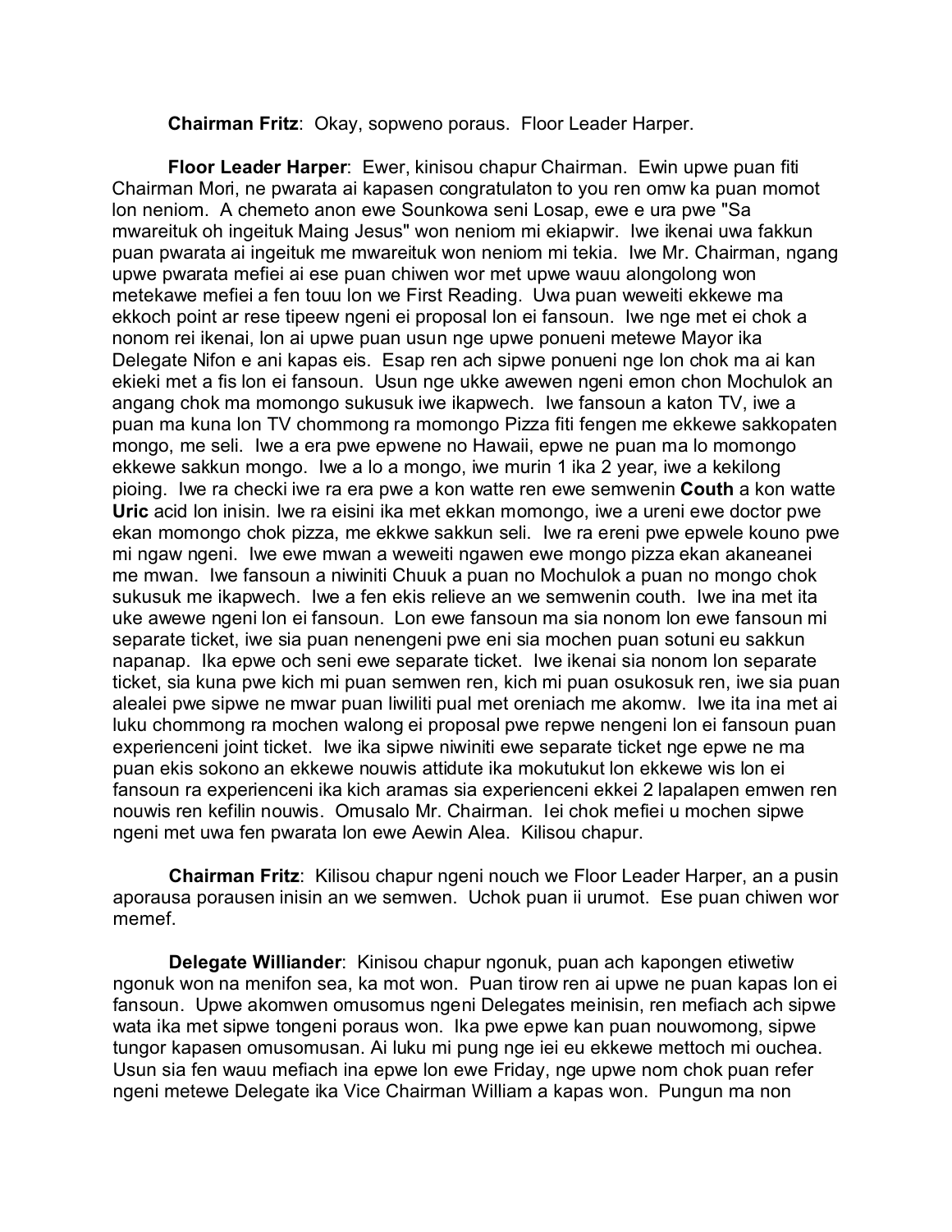**Chairman Fritz**: Okay, sopweno poraus. Floor Leader Harper.

**Floor Leader Harper**: Ewer, kinisou chapur Chairman. Ewin upwe puan fiti Chairman Mori, ne pwarata ai kapasen congratulaton to you ren omw ka puan momot lon neniom. A chemeto anon ewe Sounkowa seni Losap, ewe e ura pwe "Sa mwareituk oh ingeituk Maing Jesus" won neniom mi ekiapwir. Iwe ikenai uwa fakkun puan pwarata ai ingeituk me mwareituk won neniom mi tekia. Iwe Mr. Chairman, ngang upwe pwarata mefiei ai ese puan chiwen wor met upwe wauu alongolong won metekawe mefiei a fen touu lon we First Reading. Uwa puan weweiti ekkewe ma ekkoch point ar rese tipeew ngeni ei proposal lon ei fansoun. Iwe nge met ei chok a nonom rei ikenai, lon ai upwe puan usun nge upwe ponueni metewe Mayor ika Delegate Nifon e ani kapas eis. Esap ren ach sipwe ponueni nge lon chok ma ai kan ekieki met a fis lon ei fansoun. Usun nge ukke awewen ngeni emon chon Mochulok an angang chok ma momongo sukusuk iwe ikapwech. Iwe fansoun a katon TV, iwe a puan ma kuna lon TV chommong ra momongo Pizza fiti fengen me ekkewe sakkopaten mongo, me seli. Iwe a era pwe epwene no Hawaii, epwe ne puan ma lo momongo ekkewe sakkun mongo. Iwe a lo a mongo, iwe murin 1 ika 2 year, iwe a kekilong pioing. Iwe ra checki iwe ra era pwe a kon watte ren ewe semwenin **Couth** a kon watte **Uric** acid lon inisin. Iwe ra eisini ika met ekkan momongo, iwe a ureni ewe doctor pwe ekan momongo chok pizza, me ekkwe sakkun seli. Iwe ra ereni pwe epwele kouno pwe mi ngaw ngeni. Iwe ewe mwan a weweiti ngawen ewe mongo pizza ekan akaneanei me mwan. Iwe fansoun a niwiniti Chuuk a puan no Mochulok a puan no mongo chok sukusuk me ikapwech. Iwe a fen ekis relieve an we semwenin couth. Iwe ina met ita uke awewe ngeni lon ei fansoun. Lon ewe fansoun ma sia nonom lon ewe fansoun mi separate ticket, iwe sia puan nenengeni pwe eni sia mochen puan sotuni eu sakkun napanap. Ika epwe och seni ewe separate ticket. Iwe ikenai sia nonom lon separate ticket, sia kuna pwe kich mi puan semwen ren, kich mi puan osukosuk ren, iwe sia puan alealei pwe sipwe ne mwar puan liwiliti pual met oreniach me akomw. Iwe ita ina met ai luku chommong ra mochen walong ei proposal pwe repwe nengeni lon ei fansoun puan experienceni joint ticket. Iwe ika sipwe niwiniti ewe separate ticket nge epwe ne ma puan ekis sokono an ekkewe nouwis attidute ika mokutukut lon ekkewe wis lon ei fansoun ra experienceni ika kich aramas sia experienceni ekkei 2 lapalapen emwen ren nouwis ren kefilin nouwis. Omusalo Mr. Chairman. Iei chok mefiei u mochen sipwe ngeni met uwa fen pwarata lon ewe Aewin Alea. Kilisou chapur.

**Chairman Fritz**: Kilisou chapur ngeni nouch we Floor Leader Harper, an a pusin aporausa porausen inisin an we semwen. Uchok puan ii urumot. Ese puan chiwen wor memef.

**Delegate Williander**: Kinisou chapur ngonuk, puan ach kapongen etiwetiw ngonuk won na menifon sea, ka mot won. Puan tirow ren ai upwe ne puan kapas lon ei fansoun. Upwe akomwen omusomus ngeni Delegates meinisin, ren mefiach ach sipwe wata ika met sipwe tongeni poraus won. Ika pwe epwe kan puan nouwomong, sipwe tungor kapasen omusomusan. Ai luku mi pung nge iei eu ekkewe mettoch mi ouchea. Usun sia fen wauu mefiach ina epwe lon ewe Friday, nge upwe nom chok puan refer ngeni metewe Delegate ika Vice Chairman William a kapas won. Pungun ma non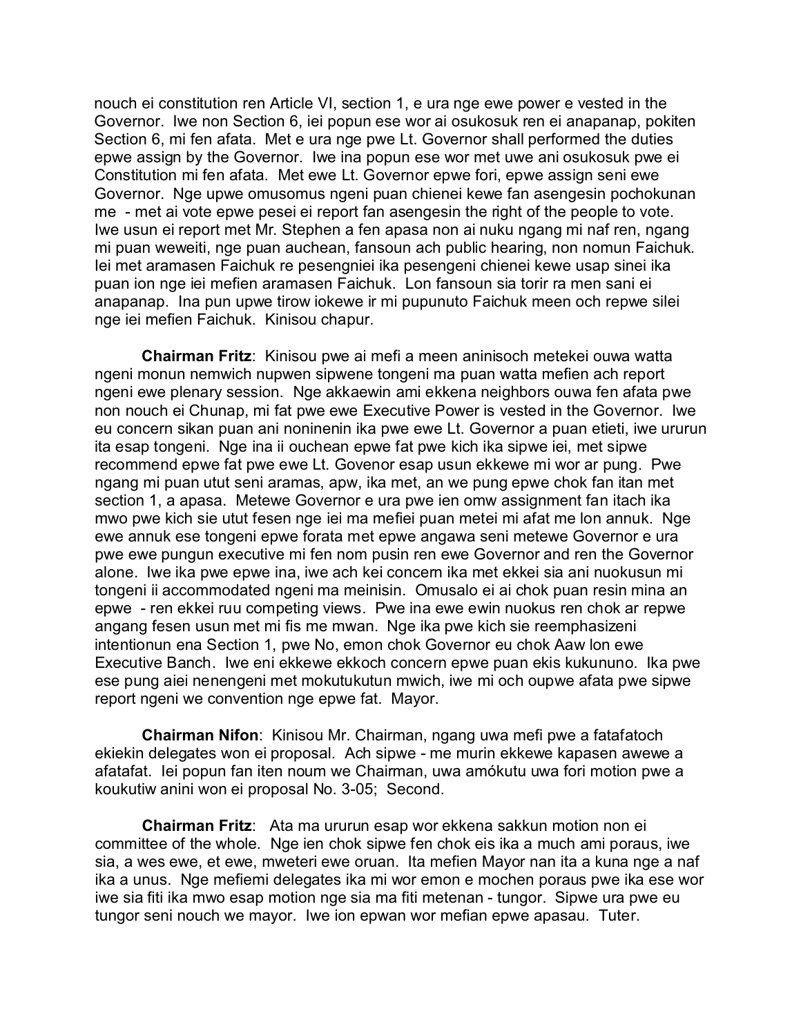nouch ei constitution ren Article VI, section 1, e ura nge ewe power e vested in the Governor. Iwe non Section 6, iei popun ese wor ai osukosuk ren ei anapanap, pokiten Section 6, mi fen afata. Met e ura nge pwe Lt. Governor shall performed the duties epwe assign by the Governor. Iwe ina popun ese wor met uwe ani osukosuk pwe ei Constitution mi fen afata. Met ewe Lt. Governor epwe fori, epwe assign seni ewe Governor. Nge upwe omusomus ngeni puan chienei kewe fan asengesin pochokunan me - met ai vote epwe pesei ei report fan asengesin the right of the people to vote. Iwe usun ei report met Mr. Stephen a fen apasa non ai nuku ngang mi naf ren, ngang mi puan weweiti, nge puan auchean, fansoun ach public hearing, non nomun Faichuk. Iei met aramasen Faichuk re pesengniei ika pesengeni chienei kewe usap sinei ika puan ion nge iei mefien aramasen Faichuk. Lon fansoun sia torir ra men sani ei anapanap. Ina pun upwe tirow iokewe ir mi pupunuto Faichuk meen och repwe silei nge iei mefien Faichuk. Kinisou chapur.

**Chairman Fritz**: Kinisou pwe ai mefi a meen aninisoch metekei ouwa watta ngeni monun nemwich nupwen sipwene tongeni ma puan watta mefien ach report ngeni ewe plenary session. Nge akkaewin ami ekkena neighbors ouwa fen afata pwe non nouch ei Chunap, mi fat pwe ewe Executive Power is vested in the Governor. Iwe eu concern sikan puan ani noninenin ika pwe ewe Lt. Governor a puan etieti, iwe ururun ita esap tongeni. Nge ina ii ouchean epwe fat pwe kich ika sipwe iei, met sipwe recommend epwe fat pwe ewe Lt. Govenor esap usun ekkewe mi wor ar pung. Pwe ngang mi puan utut seni aramas, apw, ika met, an we pung epwe chok fan itan met section 1, a apasa. Metewe Governor e ura pwe ien omw assignment fan itach ika mwo pwe kich sie utut fesen nge iei ma mefiei puan metei mi afat me lon annuk. Nge ewe annuk ese tongeni epwe forata met epwe angawa seni metewe Governor e ura pwe ewe pungun executive mi fen nom pusin ren ewe Governor and ren the Governor alone. Iwe ika pwe epwe ina, iwe ach kei concern ika met ekkei sia ani nuokusun mi tongeni ii accommodated ngeni ma meinisin. Omusalo ei ai chok puan resin mina an epwe - ren ekkei ruu competing views. Pwe ina ewe ewin nuokus ren chok ar repwe angang fesen usun met mi fis me mwan. Nge ika pwe kich sie reemphasizeni intentionun ena Section 1, pwe No, emon chok Governor eu chok Aaw lon ewe Executive Banch. Iwe eni ekkewe ekkoch concern epwe puan ekis kukununo. Ika pwe ese pung aiei nenengeni met mokutukutun mwich, iwe mi och oupwe afata pwe sipwe report ngeni we convention nge epwe fat. Mayor.

**Chairman Nifon**: Kinisou Mr. Chairman, ngang uwa mefi pwe a fatafatoch ekiekin delegates won ei proposal. Ach sipwe - me murin ekkewe kapasen awewe a afatafat. Iei popun fan iten noum we Chairman, uwa amókutu uwa fori motion pwe a koukutiw anini won ei proposal No. 3-05; Second.

**Chairman Fritz**: Ata ma ururun esap wor ekkena sakkun motion non ei committee of the whole. Nge ien chok sipwe fen chok eis ika a much ami poraus, iwe sia, a wes ewe, et ewe, mweteri ewe oruan. Ita mefien Mayor nan ita a kuna nge a naf ika a unus. Nge mefiemi delegates ika mi wor emon e mochen poraus pwe ika ese wor iwe sia fiti ika mwo esap motion nge sia ma fiti metenan - tungor. Sipwe ura pwe eu tungor seni nouch we mayor. Iwe ion epwan wor mefian epwe apasau. Tuter.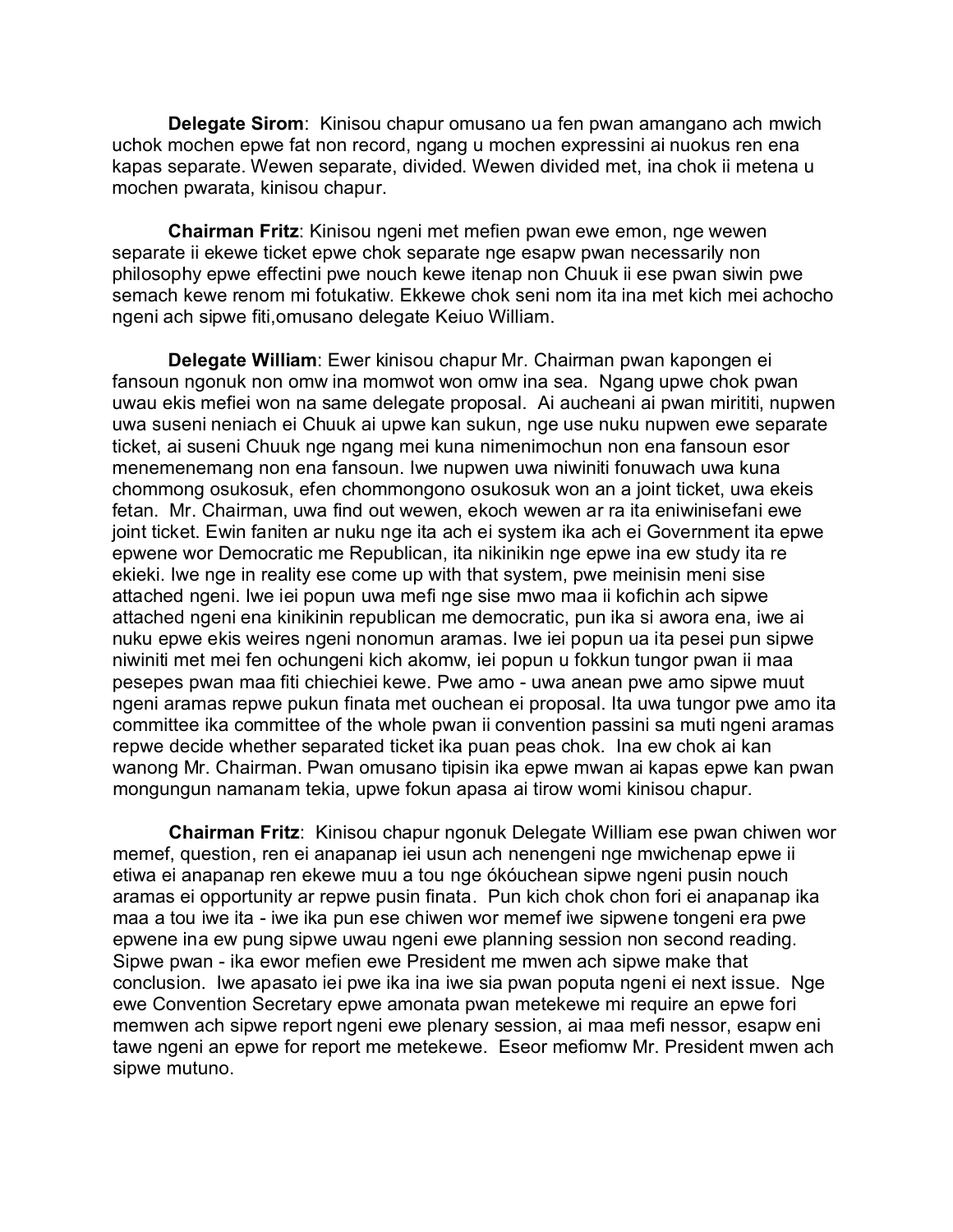**Delegate Sirom**: Kinisou chapur omusano ua fen pwan amangano ach mwich uchok mochen epwe fat non record, ngang u mochen expressini ai nuokus ren ena kapas separate. Wewen separate, divided. Wewen divided met, ina chok ii metena u mochen pwarata, kinisou chapur.

**Chairman Fritz**: Kinisou ngeni met mefien pwan ewe emon, nge wewen separate ii ekewe ticket epwe chok separate nge esapw pwan necessarily non philosophy epwe effectini pwe nouch kewe itenap non Chuuk ii ese pwan siwin pwe semach kewe renom mi fotukatiw. Ekkewe chok seni nom ita ina met kich mei achocho ngeni ach sipwe fiti,omusano delegate Keiuo William.

**Delegate William**: Ewer kinisou chapur Mr. Chairman pwan kapongen ei fansoun ngonuk non omw ina momwot won omw ina sea. Ngang upwe chok pwan uwau ekis mefiei won na same delegate proposal. Ai aucheani ai pwan mirititi, nupwen uwa suseni neniach ei Chuuk ai upwe kan sukun, nge use nuku nupwen ewe separate ticket, ai suseni Chuuk nge ngang mei kuna nimenimochun non ena fansoun esor menemenemang non ena fansoun. Iwe nupwen uwa niwiniti fonuwach uwa kuna chommong osukosuk, efen chommongono osukosuk won an a joint ticket, uwa ekeis fetan. Mr. Chairman, uwa find out wewen, ekoch wewen ar ra ita eniwinisefani ewe joint ticket. Ewin faniten ar nuku nge ita ach ei system ika ach ei Government ita epwe epwene wor Democratic me Republican, ita nikinikin nge epwe ina ew study ita re ekieki. Iwe nge in reality ese come up with that system, pwe meinisin meni sise attached ngeni. Iwe iei popun uwa mefi nge sise mwo maa ii kofichin ach sipwe attached ngeni ena kinikinin republican me democratic, pun ika si awora ena, iwe ai nuku epwe ekis weires ngeni nonomun aramas. Iwe iei popun ua ita pesei pun sipwe niwiniti met mei fen ochungeni kich akomw, iei popun u fokkun tungor pwan ii maa pesepes pwan maa fiti chiechiei kewe. Pwe amo - uwa anean pwe amo sipwe muut ngeni aramas repwe pukun finata met ouchean ei proposal. Ita uwa tungor pwe amo ita committee ika committee of the whole pwan ii convention passini sa muti ngeni aramas repwe decide whether separated ticket ika puan peas chok. Ina ew chok ai kan wanong Mr. Chairman. Pwan omusano tipisin ika epwe mwan ai kapas epwe kan pwan mongungun namanam tekia, upwe fokun apasa ai tirow womi kinisou chapur.

**Chairman Fritz**: Kinisou chapur ngonuk Delegate William ese pwan chiwen wor memef, question, ren ei anapanap iei usun ach nenengeni nge mwichenap epwe ii etiwa ei anapanap ren ekewe muu a tou nge ókóuchean sipwe ngeni pusin nouch aramas ei opportunity ar repwe pusin finata. Pun kich chok chon fori ei anapanap ika maa a tou iwe ita - iwe ika pun ese chiwen wor memef iwe sipwene tongeni era pwe epwene ina ew pung sipwe uwau ngeni ewe planning session non second reading. Sipwe pwan - ika ewor mefien ewe President me mwen ach sipwe make that conclusion. Iwe apasato iei pwe ika ina iwe sia pwan poputa ngeni ei next issue. Nge ewe Convention Secretary epwe amonata pwan metekewe mi require an epwe fori memwen ach sipwe report ngeni ewe plenary session, ai maa mefi nessor, esapw eni tawe ngeni an epwe for report me metekewe. Eseor mefiomw Mr. President mwen ach sipwe mutuno.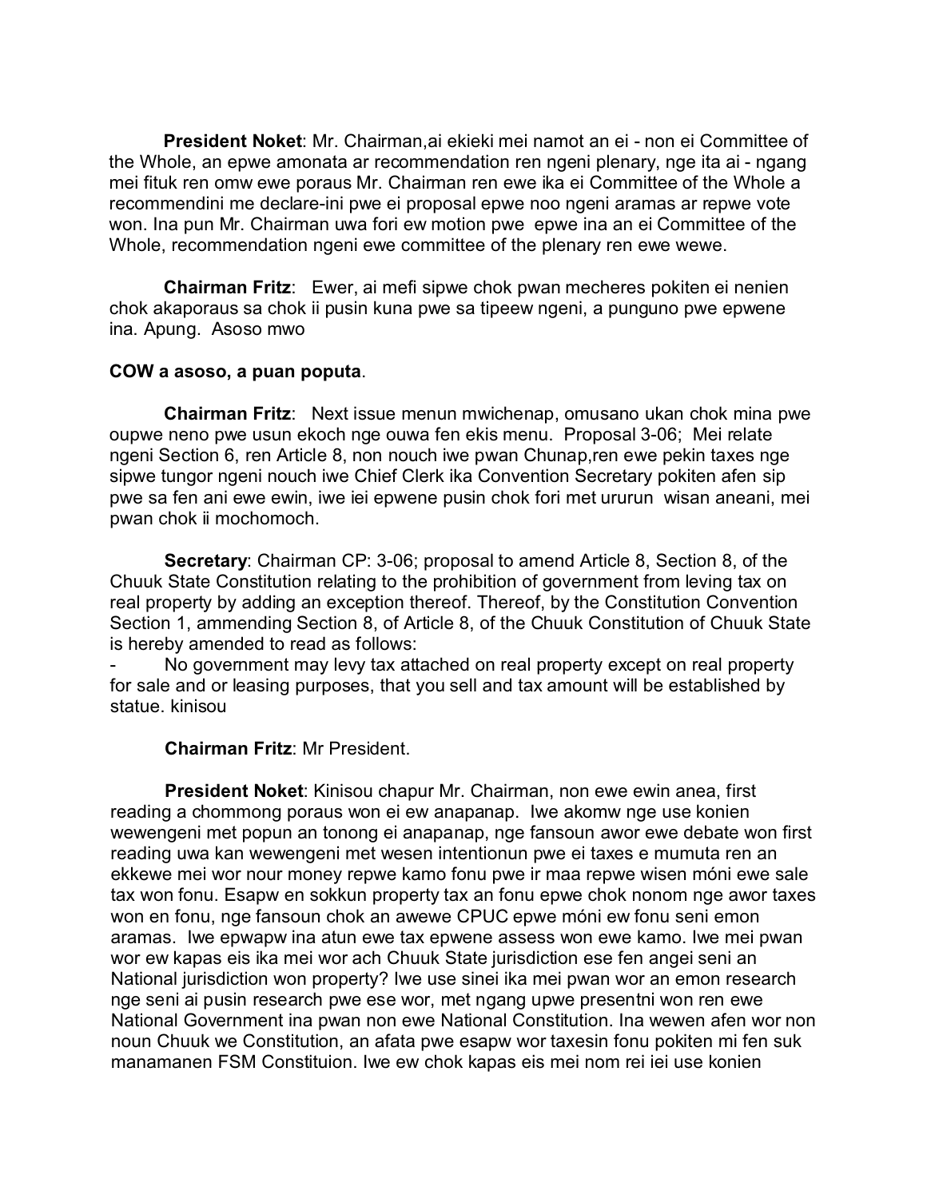**President Noket**: Mr. Chairman,ai ekieki mei namot an ei - non ei Committee of the Whole, an epwe amonata ar recommendation ren ngeni plenary, nge ita ai - ngang mei fituk ren omw ewe poraus Mr. Chairman ren ewe ika ei Committee of the Whole a recommendini me declare-ini pwe ei proposal epwe noo ngeni aramas ar repwe vote won. Ina pun Mr. Chairman uwa fori ew motion pwe epwe ina an ei Committee of the Whole, recommendation ngeni ewe committee of the plenary ren ewe wewe.

**Chairman Fritz**: Ewer, ai mefi sipwe chok pwan mecheres pokiten ei nenien chok akaporaus sa chok ii pusin kuna pwe sa tipeew ngeni, a punguno pwe epwene ina. Apung. Asoso mwo

**COW a asoso, a puan poputa**.

**Chairman Fritz**: Next issue menun mwichenap, omusano ukan chok mina pwe oupwe neno pwe usun ekoch nge ouwa fen ekis menu. Proposal 3-06; Mei relate ngeni Section 6, ren Article 8, non nouch iwe pwan Chunap,ren ewe pekin taxes nge sipwe tungor ngeni nouch iwe Chief Clerk ika Convention Secretary pokiten afen sip pwe sa fen ani ewe ewin, iwe iei epwene pusin chok fori met ururun wisan aneani, mei pwan chok ii mochomoch.

**Secretary**: Chairman CP: 3-06; proposal to amend Article 8, Section 8, of the Chuuk State Constitution relating to the prohibition of government from leving tax on real property by adding an exception thereof. Thereof, by the Constitution Convention Section 1, ammending Section 8, of Article 8, of the Chuuk Constitution of Chuuk State is hereby amended to read as follows:

- No government may levy tax attached on real property except on real property for sale and or leasing purposes, that you sell and tax amount will be established by statue. kinisou

**Chairman Fritz**: Mr President.

**President Noket**: Kinisou chapur Mr. Chairman, non ewe ewin anea, first reading a chommong poraus won ei ew anapanap. Iwe akomw nge use konien wewengeni met popun an tonong ei anapanap, nge fansoun awor ewe debate won first reading uwa kan wewengeni met wesen intentionun pwe ei taxes e mumuta ren an ekkewe mei wor nour money repwe kamo fonu pwe ir maa repwe wisen móni ewe sale tax won fonu. Esapw en sokkun property tax an fonu epwe chok nonom nge awor taxes won en fonu, nge fansoun chok an awewe CPUC epwe móni ew fonu seni emon aramas. Iwe epwapw ina atun ewe tax epwene assess won ewe kamo. Iwe mei pwan wor ew kapas eis ika mei wor ach Chuuk State jurisdiction ese fen angei seni an National jurisdiction won property? Iwe use sinei ika mei pwan wor an emon research nge seni ai pusin research pwe ese wor, met ngang upwe presentni won ren ewe National Government ina pwan non ewe National Constitution. Ina wewen afen wor non noun Chuuk we Constitution, an afata pwe esapw wor taxesin fonu pokiten mi fen suk manamanen FSM Constituion. Iwe ew chok kapas eis mei nom rei iei use konien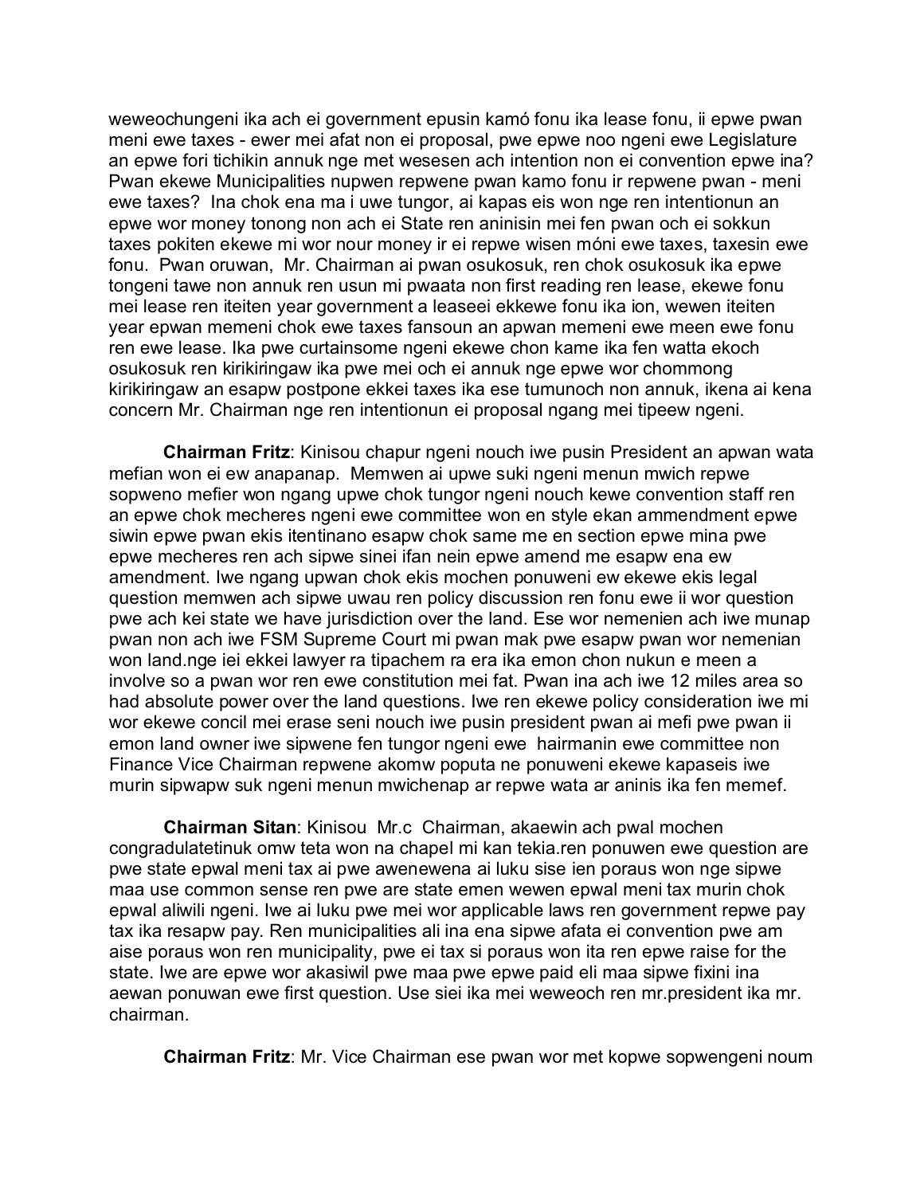weweochungeni ika ach ei government epusin kamó fonu ika lease fonu, ii epwe pwan meni ewe taxes - ewer mei afat non ei proposal, pwe epwe noo ngeni ewe Legislature an epwe fori tichikin annuk nge met wesesen ach intention non ei convention epwe ina? Pwan ekewe Municipalities nupwen repwene pwan kamo fonu ir repwene pwan - meni ewe taxes? Ina chok ena ma i uwe tungor, ai kapas eis won nge ren intentionun an epwe wor money tonong non ach ei State ren aninisin mei fen pwan och ei sokkun taxes pokiten ekewe mi wor nour money ir ei repwe wisen móni ewe taxes, taxesin ewe fonu. Pwan oruwan, Mr. Chairman ai pwan osukosuk, ren chok osukosuk ika epwe tongeni tawe non annuk ren usun mi pwaata non first reading ren lease, ekewe fonu mei lease ren iteiten year government a leaseei ekkewe fonu ika ion, wewen iteiten year epwan memeni chok ewe taxes fansoun an apwan memeni ewe meen ewe fonu ren ewe lease. Ika pwe curtainsome ngeni ekewe chon kame ika fen watta ekoch osukosuk ren kirikiringaw ika pwe mei och ei annuk nge epwe wor chommong kirikiringaw an esapw postpone ekkei taxes ika ese tumunoch non annuk, ikena ai kena concern Mr. Chairman nge ren intentionun ei proposal ngang mei tipeew ngeni.

**Chairman Fritz**: Kinisou chapur ngeni nouch iwe pusin President an apwan wata mefian won ei ew anapanap. Memwen ai upwe suki ngeni menun mwich repwe sopweno mefier won ngang upwe chok tungor ngeni nouch kewe convention staff ren an epwe chok mecheres ngeni ewe committee won en style ekan ammendment epwe siwin epwe pwan ekis itentinano esapw chok same me en section epwe mina pwe epwe mecheres ren ach sipwe sinei ifan nein epwe amend me esapw ena ew amendment. Iwe ngang upwan chok ekis mochen ponuweni ew ekewe ekis legal question memwen ach sipwe uwau ren policy discussion ren fonu ewe ii wor question pwe ach kei state we have jurisdiction over the land. Ese wor nemenien ach iwe munap pwan non ach iwe FSM Supreme Court mi pwan mak pwe esapw pwan wor nemenian won land.nge iei ekkei lawyer ra tipachem ra era ika emon chon nukun e meen a involve so a pwan wor ren ewe constitution mei fat. Pwan ina ach iwe 12 miles area so had absolute power over the land questions. Iwe ren ekewe policy consideration iwe mi wor ekewe concil mei erase seni nouch iwe pusin president pwan ai mefi pwe pwan ii emon land owner iwe sipwene fen tungor ngeni ewe hairmanin ewe committee non Finance Vice Chairman repwene akomw poputa ne ponuweni ekewe kapaseis iwe murin sipwapw suk ngeni menun mwichenap ar repwe wata ar aninis ika fen memef.

**Chairman Sitan**: Kinisou Mr.c Chairman, akaewin ach pwal mochen congradulatetinuk omw teta won na chapel mi kan tekia.ren ponuwen ewe question are pwe state epwal meni tax ai pwe awenewena ai luku sise ien poraus won nge sipwe maa use common sense ren pwe are state emen wewen epwal meni tax murin chok epwal aliwili ngeni. Iwe ai luku pwe mei wor applicable laws ren government repwe pay tax ika resapw pay. Ren municipalities ali ina ena sipwe afata ei convention pwe am aise poraus won ren municipality, pwe ei tax si poraus won ita ren epwe raise for the state. Iwe are epwe wor akasiwil pwe maa pwe epwe paid eli maa sipwe fixini ina aewan ponuwan ewe first question. Use siei ika mei weweoch ren mr.president ika mr. chairman.

**Chairman Fritz**: Mr. Vice Chairman ese pwan wor met kopwe sopwengeni noum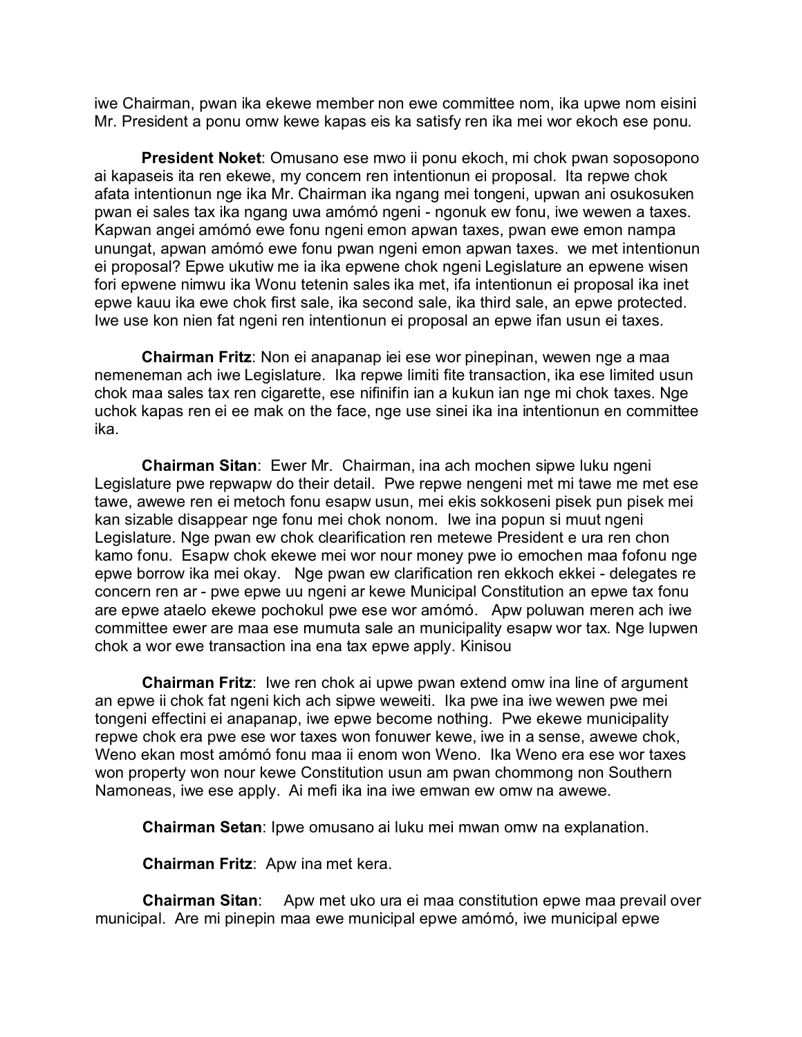iwe Chairman, pwan ika ekewe member non ewe committee nom, ika upwe nom eisini Mr. President a ponu omw kewe kapas eis ka satisfy ren ika mei wor ekoch ese ponu.

**President Noket**: Omusano ese mwo ii ponu ekoch, mi chok pwan soposopono ai kapaseis ita ren ekewe, my concern ren intentionun ei proposal. Ita repwe chok afata intentionun nge ika Mr. Chairman ika ngang mei tongeni, upwan ani osukosuken pwan ei sales tax ika ngang uwa amómó ngeni - ngonuk ew fonu, iwe wewen a taxes. Kapwan angei amómó ewe fonu ngeni emon apwan taxes, pwan ewe emon nampa unungat, apwan amómó ewe fonu pwan ngeni emon apwan taxes. we met intentionun ei proposal? Epwe ukutiw me ia ika epwene chok ngeni Legislature an epwene wisen fori epwene nimwu ika Wonu tetenin sales ika met, ifa intentionun ei proposal ika inet epwe kauu ika ewe chok first sale, ika second sale, ika third sale, an epwe protected. Iwe use kon nien fat ngeni ren intentionun ei proposal an epwe ifan usun ei taxes.

**Chairman Fritz**: Non ei anapanap iei ese wor pinepinan, wewen nge a maa nemeneman ach iwe Legislature. Ika repwe limiti fite transaction, ika ese limited usun chok maa sales tax ren cigarette, ese nifinifin ian a kukun ian nge mi chok taxes. Nge uchok kapas ren ei ee mak on the face, nge use sinei ika ina intentionun en committee ika.

**Chairman Sitan**: Ewer Mr. Chairman, ina ach mochen sipwe luku ngeni Legislature pwe repwapw do their detail. Pwe repwe nengeni met mi tawe me met ese tawe, awewe ren ei metoch fonu esapw usun, mei ekis sokkoseni pisek pun pisek mei kan sizable disappear nge fonu mei chok nonom. Iwe ina popun si muut ngeni Legislature. Nge pwan ew chok clearification ren metewe President e ura ren chon kamo fonu. Esapw chok ekewe mei wor nour money pwe io emochen maa fofonu nge epwe borrow ika mei okay. Nge pwan ew clarification ren ekkoch ekkei - delegates re concern ren ar - pwe epwe uu ngeni ar kewe Municipal Constitution an epwe tax fonu are epwe ataelo ekewe pochokul pwe ese wor amómó. Apw poluwan meren ach iwe committee ewer are maa ese mumuta sale an municipality esapw wor tax. Nge lupwen chok a wor ewe transaction ina ena tax epwe apply. Kinisou

**Chairman Fritz**: Iwe ren chok ai upwe pwan extend omw ina line of argument an epwe ii chok fat ngeni kich ach sipwe weweiti. Ika pwe ina iwe wewen pwe mei tongeni effectini ei anapanap, iwe epwe become nothing. Pwe ekewe municipality repwe chok era pwe ese wor taxes won fonuwer kewe, iwe in a sense, awewe chok, Weno ekan most amómó fonu maa ii enom won Weno. Ika Weno era ese wor taxes won property won nour kewe Constitution usun am pwan chommong non Southern Namoneas, iwe ese apply. Ai mefi ika ina iwe emwan ew omw na awewe.

**Chairman Setan**: Ipwe omusano ai luku mei mwan omw na explanation.

**Chairman Fritz**: Apw ina met kera.

**Chairman Sitan**: Apw met uko ura ei maa constitution epwe maa prevail over municipal. Are mi pinepin maa ewe municipal epwe amómó, iwe municipal epwe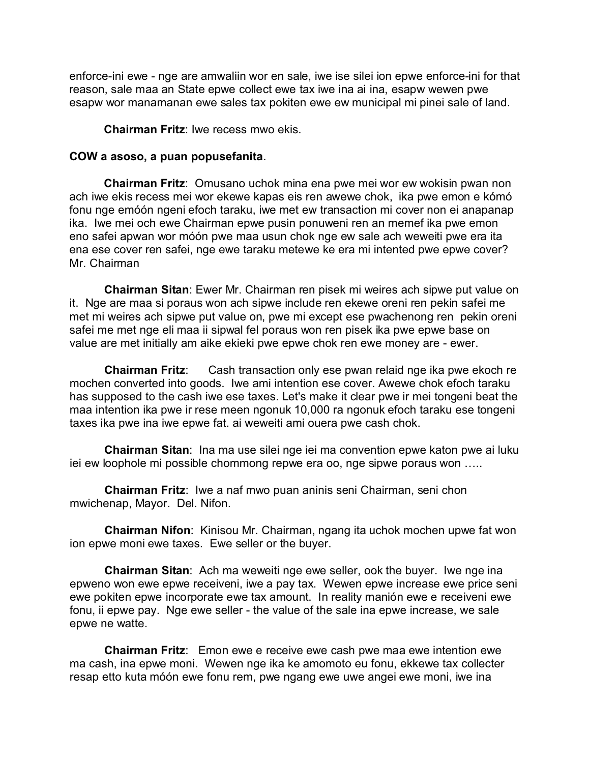enforce-ini ewe - nge are amwaliin wor en sale, iwe ise silei ion epwe enforce-ini for that reason, sale maa an State epwe collect ewe tax iwe ina ai ina, esapw wewen pwe esapw wor manamanan ewe sales tax pokiten ewe ew municipal mi pinei sale of land.

**Chairman Fritz**: Iwe recess mwo ekis.

**COW a asoso, a puan popusefanita**.

**Chairman Fritz**: Omusano uchok mina ena pwe mei wor ew wokisin pwan non ach iwe ekis recess mei wor ekewe kapas eis ren awewe chok, ika pwe emon e kómó fonu nge emóón ngeni efoch taraku, iwe met ew transaction mi cover non ei anapanap ika. Iwe mei och ewe Chairman epwe pusin ponuweni ren an memef ika pwe emon eno safei apwan wor móón pwe maa usun chok nge ew sale ach weweiti pwe era ita ena ese cover ren safei, nge ewe taraku metewe ke era mi intented pwe epwe cover? Mr. Chairman

**Chairman Sitan**: Ewer Mr. Chairman ren pisek mi weires ach sipwe put value on it. Nge are maa si poraus won ach sipwe include ren ekewe oreni ren pekin safei me met mi weires ach sipwe put value on, pwe mi except ese pwachenong ren pekin oreni safei me met nge eli maa ii sipwal fel poraus won ren pisek ika pwe epwe base on value are met initially am aike ekieki pwe epwe chok ren ewe money are - ewer.

**Chairman Fritz**: Cash transaction only ese pwan relaid nge ika pwe ekoch re mochen converted into goods. Iwe ami intention ese cover. Awewe chok efoch taraku has supposed to the cash iwe ese taxes. Let's make it clear pwe ir mei tongeni beat the maa intention ika pwe ir rese meen ngonuk 10,000 ra ngonuk efoch taraku ese tongeni taxes ika pwe ina iwe epwe fat. ai weweiti ami ouera pwe cash chok.

**Chairman Sitan**: Ina ma use silei nge iei ma convention epwe katon pwe ai luku iei ew loophole mi possible chommong repwe era oo, nge sipwe poraus won …..

**Chairman Fritz**: Iwe a naf mwo puan aninis seni Chairman, seni chon mwichenap, Mayor. Del. Nifon.

**Chairman Nifon**: Kinisou Mr. Chairman, ngang ita uchok mochen upwe fat won ion epwe moni ewe taxes. Ewe seller or the buyer.

**Chairman Sitan**: Ach ma weweiti nge ewe seller, ook the buyer. Iwe nge ina epweno won ewe epwe receiveni, iwe a pay tax. Wewen epwe increase ewe price seni ewe pokiten epwe incorporate ewe tax amount. In reality manión ewe e receiveni ewe fonu, ii epwe pay. Nge ewe seller - the value of the sale ina epwe increase, we sale epwe ne watte.

**Chairman Fritz**: Emon ewe e receive ewe cash pwe maa ewe intention ewe ma cash, ina epwe moni. Wewen nge ika ke amomoto eu fonu, ekkewe tax collecter resap etto kuta móón ewe fonu rem, pwe ngang ewe uwe angei ewe moni, iwe ina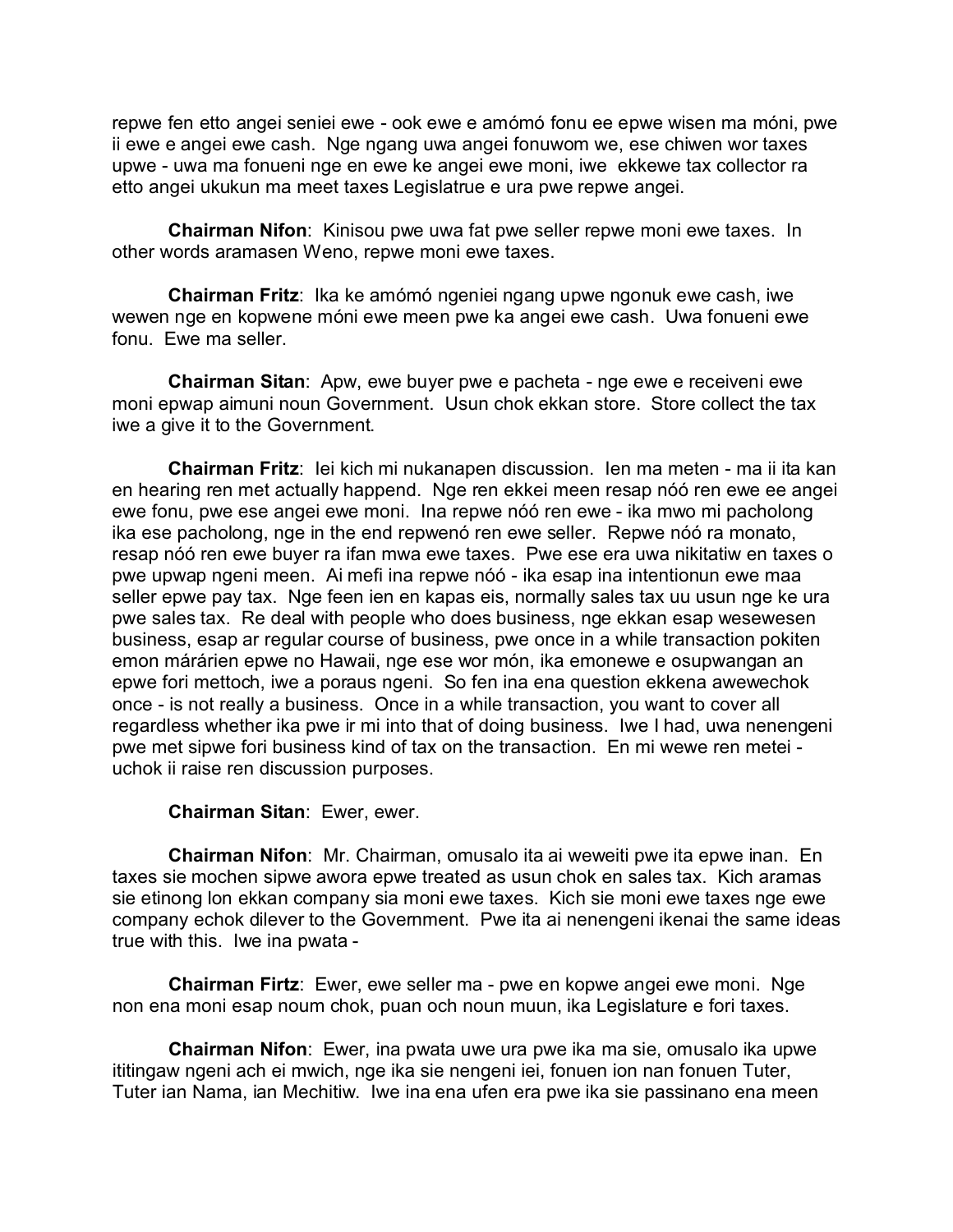repwe fen etto angei seniei ewe - ook ewe e amómó fonu ee epwe wisen ma móni, pwe ii ewe e angei ewe cash. Nge ngang uwa angei fonuwom we, ese chiwen wor taxes upwe - uwa ma fonueni nge en ewe ke angei ewe moni, iwe ekkewe tax collector ra etto angei ukukun ma meet taxes Legislatrue e ura pwe repwe angei.

**Chairman Nifon**: Kinisou pwe uwa fat pwe seller repwe moni ewe taxes. In other words aramasen Weno, repwe moni ewe taxes.

**Chairman Fritz**: Ika ke amómó ngeniei ngang upwe ngonuk ewe cash, iwe wewen nge en kopwene móni ewe meen pwe ka angei ewe cash. Uwa fonueni ewe fonu. Ewe ma seller.

**Chairman Sitan**: Apw, ewe buyer pwe e pacheta - nge ewe e receiveni ewe moni epwap aimuni noun Government. Usun chok ekkan store. Store collect the tax iwe a give it to the Government.

**Chairman Fritz**: Iei kich mi nukanapen discussion. Ien ma meten - ma ii ita kan en hearing ren met actually happend. Nge ren ekkei meen resap nóó ren ewe ee angei ewe fonu, pwe ese angei ewe moni. Ina repwe nóó ren ewe - ika mwo mi pacholong ika ese pacholong, nge in the end repwenó ren ewe seller. Repwe nóó ra monato, resap nóó ren ewe buyer ra ifan mwa ewe taxes. Pwe ese era uwa nikitatiw en taxes o pwe upwap ngeni meen. Ai mefi ina repwe nóó - ika esap ina intentionun ewe maa seller epwe pay tax. Nge feen ien en kapas eis, normally sales tax uu usun nge ke ura pwe sales tax. Re deal with people who does business, nge ekkan esap wesewesen business, esap ar regular course of business, pwe once in a while transaction pokiten emon márárien epwe no Hawaii, nge ese wor món, ika emonewe e osupwangan an epwe fori mettoch, iwe a poraus ngeni. So fen ina ena question ekkena awewechok once - is not really a business. Once in a while transaction, you want to cover all regardless whether ika pwe ir mi into that of doing business. Iwe I had, uwa nenengeni pwe met sipwe fori business kind of tax on the transaction. En mi wewe ren metei - uchok ii raise ren discussion purposes.

**Chairman Sitan**: Ewer, ewer.

**Chairman Nifon**: Mr. Chairman, omusalo ita ai weweiti pwe ita epwe inan. En taxes sie mochen sipwe awora epwe treated as usun chok en sales tax. Kich aramas sie etinong lon ekkan company sia moni ewe taxes. Kich sie moni ewe taxes nge ewe company echok dilever to the Government. Pwe ita ai nenengeni ikenai the same ideas true with this. Iwe ina pwata -

**Chairman Firtz**: Ewer, ewe seller ma - pwe en kopwe angei ewe moni. Nge non ena moni esap noum chok, puan och noun muun, ika Legislature e fori taxes.

**Chairman Nifon**: Ewer, ina pwata uwe ura pwe ika ma sie, omusalo ika upwe itititingaw ngeni ach ei mwich, nge ika sie nengeni iei, fonuen ion nan fonuen Tuter, Tuter ian Nama, ian Mechitiw. Iwe ina ena ufen era pwe ika sie passinano ena meen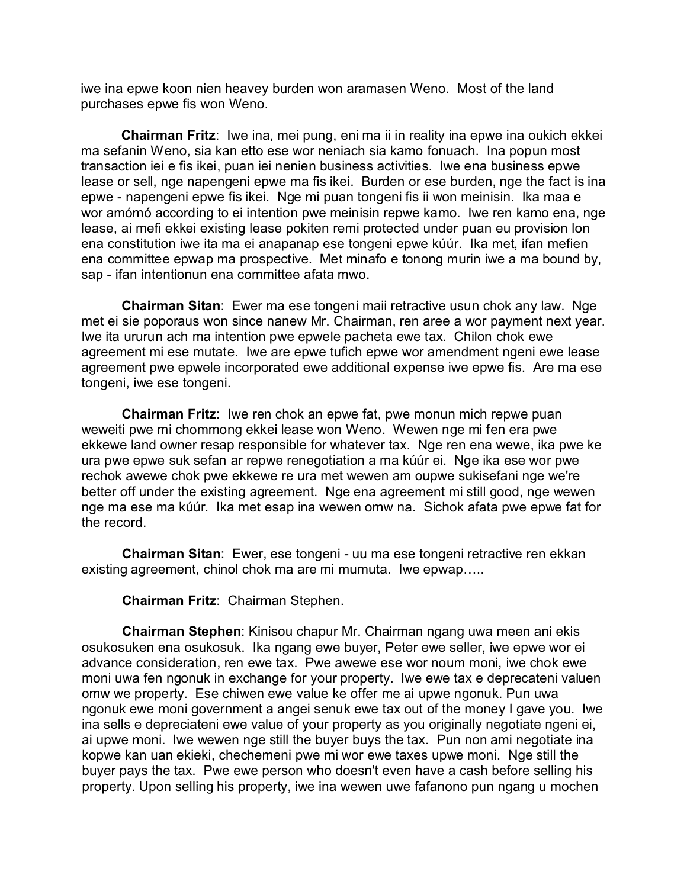iwe ina epwe koon nien heavey burden won aramasen Weno. Most of the land purchases epwe fis won Weno.

**Chairman Fritz**: Iwe ina, mei pung, eni ma ii in reality ina epwe ina oukich ekkei ma sefanin Weno, sia kan etto ese wor neniach sia kamo fonuach. Ina popun most transaction iei e fis ikei, puan iei nenien business activities. Iwe ena business epwe lease or sell, nge napengeni epwe ma fis ikei. Burden or ese burden, nge the fact is ina epwe - napengeni epwe fis ikei. Nge mi puan tongeni fis ii won meinisin. Ika maa e wor amómó according to ei intention pwe meinisin repwe kamo. Iwe ren kamo ena, nge lease, ai mefi ekkei existing lease pokiten remi protected under puan eu provision lon ena constitution iwe ita ma ei anapanap ese tongeni epwe kúúr. Ika met, ifan mefien ena committee epwap ma prospective. Met minafo e tonong murin iwe a ma bound by, sap - ifan intentionun ena committee afata mwo.

**Chairman Sitan**: Ewer ma ese tongeni maii retractive usun chok any law. Nge met ei sie poporaus won since nanew Mr. Chairman, ren aree a wor payment next year. Iwe ita ururun ach ma intention pwe epwele pacheta ewe tax. Chilon chok ewe agreement mi ese mutate. Iwe are epwe tufich epwe wor amendment ngeni ewe lease agreement pwe epwele incorporated ewe additional expense iwe epwe fis. Are ma ese tongeni, iwe ese tongeni.

**Chairman Fritz**: Iwe ren chok an epwe fat, pwe monun mich repwe puan weweiti pwe mi chommong ekkei lease won Weno. Wewen nge mi fen era pwe ekkewe land owner resap responsible for whatever tax. Nge ren ena wewe, ika pwe ke ura pwe epwe suk sefan ar repwe renegotiation a ma kúúr ei. Nge ika ese wor pwe rechok awewe chok pwe ekkewe re ura met wewen am oupwe sukisefani nge we're better off under the existing agreement. Nge ena agreement mi still good, nge wewen nge ma ese ma kúúr. Ika met esap ina wewen omw na. Sichok afata pwe epwe fat for the record.

**Chairman Sitan**: Ewer, ese tongeni - uu ma ese tongeni retractive ren ekkan existing agreement, chinol chok ma are mi mumuta. Iwe epwap…..

**Chairman Fritz**: Chairman Stephen.

**Chairman Stephen**: Kinisou chapur Mr. Chairman ngang uwa meen ani ekis osukosuken ena osukosuk. Ika ngang ewe buyer, Peter ewe seller, iwe epwe wor ei advance consideration, ren ewe tax. Pwe awewe ese wor noum moni, iwe chok ewe moni uwa fen ngonuk in exchange for your property. Iwe ewe tax e deprecateni valuen omw we property. Ese chiwen ewe value ke offer me ai upwe ngonuk. Pun uwa ngonuk ewe moni government a angei senuk ewe tax out of the money I gave you. Iwe ina sells e depreciateni ewe value of your property as you originally negotiate ngeni ei, ai upwe moni. Iwe wewen nge still the buyer buys the tax. Pun non ami negotiate ina kopwe kan uan ekieki, chechemeni pwe mi wor ewe taxes upwe moni. Nge still the buyer pays the tax. Pwe ewe person who doesn't even have a cash before selling his property. Upon selling his property, iwe ina wewen uwe fafanono pun ngang u mochen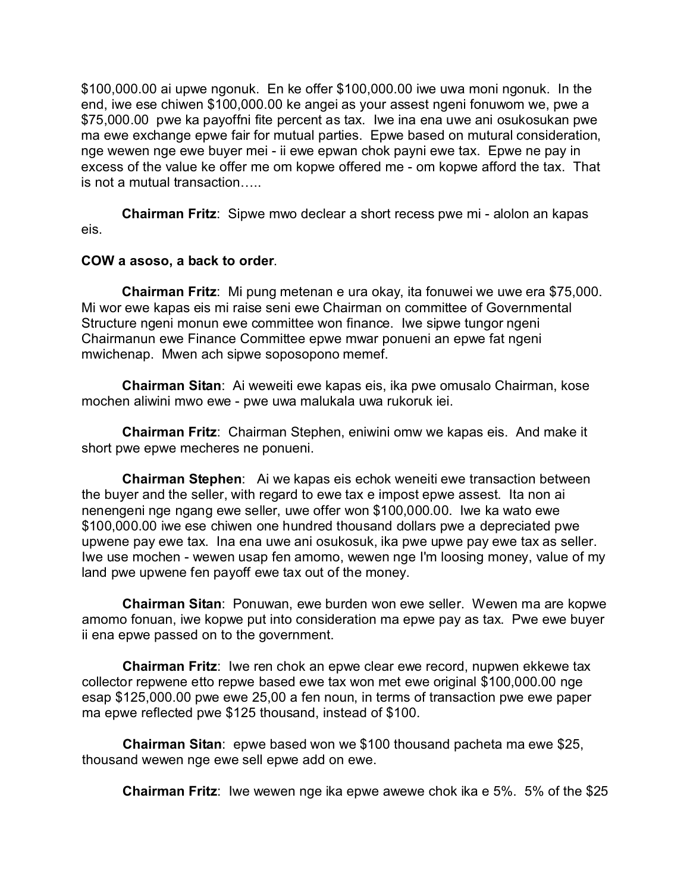$100,000.00 ai upwe ngonuk. En ke offer $100,000.00 iwe uwa moni ngonuk. In the end, iwe ese chiwen $100,000.00 ke angei as your assest ngeni fonuwom we, pwe a $75,000.00 pwe ka payoffni fite percent as tax. Iwe ina ena uwe ani osukosukan pwe ma ewe exchange epwe fair for mutual parties. Epwe based on mutural consideration, nge wewen nge ewe buyer mei - ii ewe epwan chok payni ewe tax. Epwe ne pay in excess of the value ke offer me om kopwe offered me - om kopwe afford the tax. That is not a mutual transaction…..

**Chairman Fritz**: Sipwe mwo declear a short recess pwe mi - alolon an kapas eis.

**COW a asoso, a back to order**.

**Chairman Fritz**: Mi pung metenan e ura okay, ita fonuwei we uwe era $75,000. Mi wor ewe kapas eis mi raise seni ewe Chairman on committee of Governmental Structure ngeni monun ewe committee won finance. Iwe sipwe tungor ngeni Chairmanun ewe Finance Committee epwe mwar ponueni an epwe fat ngeni mwichenap. Mwen ach sipwe soposopono memef.

**Chairman Sitan**: Ai weweiti ewe kapas eis, ika pwe omusalo Chairman, kose mochen aliwini mwo ewe - pwe uwa malukala uwa rukoruk iei.

**Chairman Fritz**: Chairman Stephen, eniwini omw we kapas eis. And make it short pwe epwe mecheres ne ponueni.

**Chairman Stephen**: Ai we kapas eis echok weneiti ewe transaction between the buyer and the seller, with regard to ewe tax e impost epwe assest. Ita non ai nenengeni nge ngang ewe seller, uwe offer won $100,000.00. Iwe ka wato ewe $100,000.00 iwe ese chiwen one hundred thousand dollars pwe a depreciated pwe upwene pay ewe tax. Ina ena uwe ani osukosuk, ika pwe upwe pay ewe tax as seller. Iwe use mochen - wewen usap fen amomo, wewen nge I'm loosing money, value of my land pwe upwene fen payoff ewe tax out of the money.

**Chairman Sitan**: Ponuwan, ewe burden won ewe seller. Wewen ma are kopwe amomo fonuan, iwe kopwe put into consideration ma epwe pay as tax. Pwe ewe buyer ii ena epwe passed on to the government.

**Chairman Fritz**: Iwe ren chok an epwe clear ewe record, nupwen ekkewe tax collector repwene etto repwe based ewe tax won met ewe original $100,000.00 nge esap $125,000.00 pwe ewe 25,00 a fen noun, in terms of transaction pwe ewe paper ma epwe reflected pwe $125 thousand, instead of $100.

**Chairman Sitan**: epwe based won we $100 thousand pacheta ma ewe $25, thousand wewen nge ewe sell epwe add on ewe.

**Chairman Fritz**: Iwe wewen nge ika epwe awewe chok ika e 5%. 5% of the $25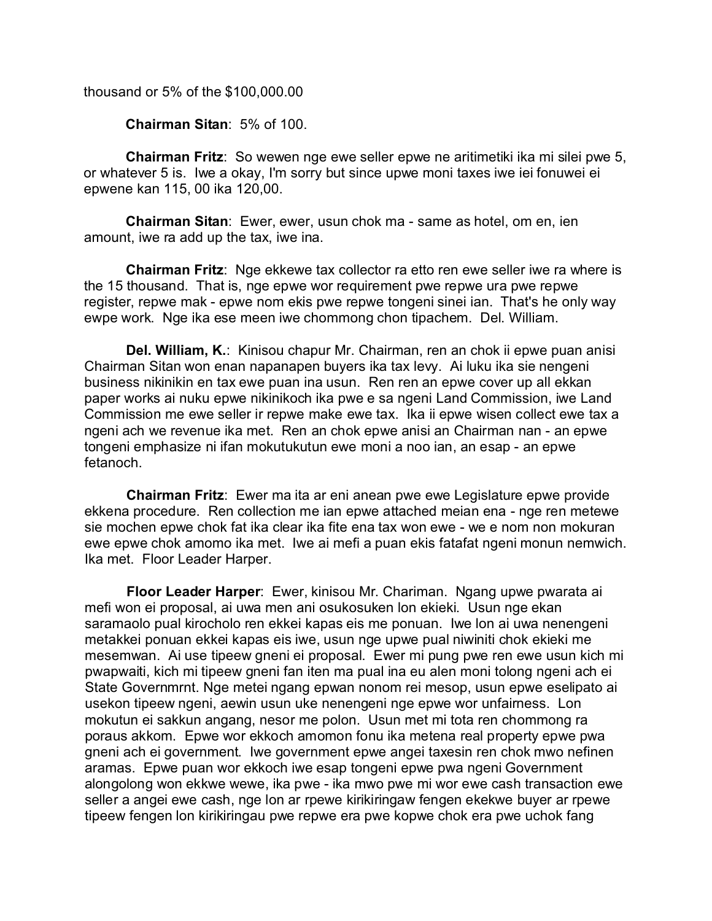thousand or 5% of the $100,000.00

**Chairman Sitan**: 5% of 100.

**Chairman Fritz**: So wewen nge ewe seller epwe ne aritimetiki ika mi silei pwe 5, or whatever 5 is. Iwe a okay, I'm sorry but since upwe moni taxes iwe iei fonuwei ei epwene kan 115, 00 ika 120,00.

**Chairman Sitan**: Ewer, ewer, usun chok ma - same as hotel, om en, ien amount, iwe ra add up the tax, iwe ina.

**Chairman Fritz**: Nge ekkewe tax collector ra etto ren ewe seller iwe ra where is the 15 thousand. That is, nge epwe wor requirement pwe repwe ura pwe repwe register, repwe mak - epwe nom ekis pwe repwe tongeni sinei ian. That's he only way ewpe work. Nge ika ese meen iwe chommong chon tipachem. Del. William.

**Del. William, K.**: Kinisou chapur Mr. Chairman, ren an chok ii epwe puan anisi Chairman Sitan won enan napanapen buyers ika tax levy. Ai luku ika sie nengeni business nikinikin en tax ewe puan ina usun. Ren ren an epwe cover up all ekkan paper works ai nuku epwe nikinikoch ika pwe e sa ngeni Land Commission, iwe Land Commission me ewe seller ir repwe make ewe tax. Ika ii epwe wisen collect ewe tax a ngeni ach we revenue ika met. Ren an chok epwe anisi an Chairman nan - an epwe tongeni emphasize ni ifan mokutukutun ewe moni a noo ian, an esap - an epwe fetanoch.

**Chairman Fritz**: Ewer ma ita ar eni anean pwe ewe Legislature epwe provide ekkena procedure. Ren collection me ian epwe attached meian ena - nge ren metewe sie mochen epwe chok fat ika clear ika fite ena tax won ewe - we e nom non mokuran ewe epwe chok amomo ika met. Iwe ai mefi a puan ekis fatafat ngeni monun nemwich. Ika met. Floor Leader Harper.

**Floor Leader Harper**: Ewer, kinisou Mr. Chariman. Ngang upwe pwarata ai mefi won ei proposal, ai uwa men ani osukosuken lon ekieki. Usun nge ekan saramaolo pual kirocholo ren ekkei kapas eis me ponuan. Iwe lon ai uwa nenengeni metakkei ponuan ekkei kapas eis iwe, usun nge upwe pual niwiniti chok ekieki me mesemwan. Ai use tipeew gneni ei proposal. Ewer mi pung pwe ren ewe usun kich mi pwapwaiti, kich mi tipeew gneni fan iten ma pual ina eu alen moni tolong ngeni ach ei State Governmrnt. Nge metei ngang epwan nonom rei mesop, usun epwe eselipato ai usekon tipeew ngeni, aewin usun uke nenengeni nge epwe wor unfairness. Lon mokutun ei sakkun angang, nesor me polon. Usun met mi tota ren chommong ra poraus akkom. Epwe wor ekkoch amomon fonu ika metena real property epwe pwa gneni ach ei government. Iwe government epwe angei taxesin ren chok mwo nefinen aramas. Epwe puan wor ekkoch iwe esap tongeni epwe pwa ngeni Government alongolong won ekkwe wewe, ika pwe - ika mwo pwe mi wor ewe cash transaction ewe seller a angei ewe cash, nge lon ar rpewe kirikiringaw fengen ekekwe buyer ar rpewe tipeew fengen lon kirikiringau pwe repwe era pwe kopwe chok era pwe uchok fang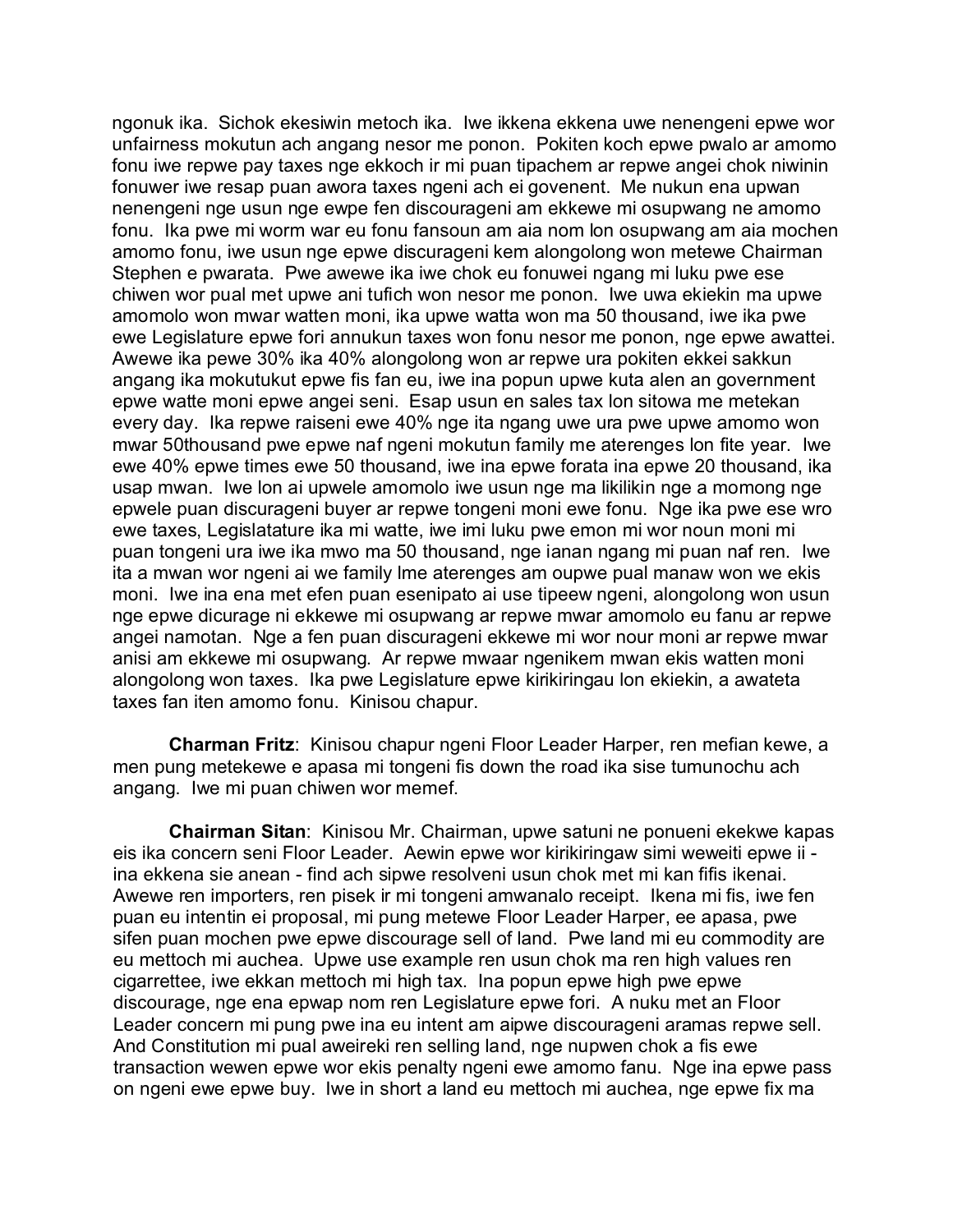ngonuk ika. Sichok ekesiwin metoch ika. Iwe ikkena ekkena uwe nenengeni epwe wor unfairness mokutun ach angang nesor me ponon. Pokiten koch epwe pwalo ar amomo fonu iwe repwe pay taxes nge ekkoch ir mi puan tipachem ar repwe angei chok niwinin fonuwer iwe resap puan awora taxes ngeni ach ei govenent. Me nukun ena upwan nenengeni nge usun nge ewpe fen discourageni am ekkewe mi osupwang ne amomo fonu. Ika pwe mi worm war eu fonu fansoun am aia nom lon osupwang am aia mochen amomo fonu, iwe usun nge epwe discurageni kem alongolong won metewe Chairman Stephen e pwarata. Pwe awewe ika iwe chok eu fonuwei ngang mi luku pwe ese chiwen wor pual met upwe ani tufich won nesor me ponon. Iwe uwa ekiekin ma upwe amomolo won mwar watten moni, ika upwe watta won ma 50 thousand, iwe ika pwe ewe Legislature epwe fori annukun taxes won fonu nesor me ponon, nge epwe awattei. Awewe ika pewe 30% ika 40% alongolong won ar repwe ura pokiten ekkei sakkun angang ika mokutukut epwe fis fan eu, iwe ina popun upwe kuta alen an government epwe watte moni epwe angei seni. Esap usun en sales tax lon sitowa me metekan every day. Ika repwe raiseni ewe 40% nge ita ngang uwe ura pwe upwe amomo won mwar 50thousand pwe epwe naf ngeni mokutun family me aterenges lon fite year. Iwe ewe 40% epwe times ewe 50 thousand, iwe ina epwe forata ina epwe 20 thousand, ika usap mwan. Iwe lon ai upwele amomolo iwe usun nge ma likilikin nge a momong nge epwele puan discurageni buyer ar repwe tongeni moni ewe fonu. Nge ika pwe ese wro ewe taxes, Legislatature ika mi watte, iwe imi luku pwe emon mi wor noun moni mi puan tongeni ura iwe ika mwo ma 50 thousand, nge ianan ngang mi puan naf ren. Iwe ita a mwan wor ngeni ai we family lme aterenges am oupwe pual manaw won we ekis moni. Iwe ina ena met efen puan esenipato ai use tipeew ngeni, alongolong won usun nge epwe dicurage ni ekkewe mi osupwang ar repwe mwar amomolo eu fanu ar repwe angei namotan. Nge a fen puan discurageni ekkewe mi wor nour moni ar repwe mwar anisi am ekkewe mi osupwang. Ar repwe mwaar ngenikem mwan ekis watten moni alongolong won taxes. Ika pwe Legislature epwe kirikiringau lon ekiekin, a awateta taxes fan iten amomo fonu. Kinisou chapur.

**Charman Fritz**: Kinisou chapur ngeni Floor Leader Harper, ren mefian kewe, a men pung metekewe e apasa mi tongeni fis down the road ika sise tumunochu ach angang. Iwe mi puan chiwen wor memef.

**Chairman Sitan**: Kinisou Mr. Chairman, upwe satuni ne ponueni ekekwe kapas eis ika concern seni Floor Leader. Aewin epwe wor kirikiringaw simi weweiti epwe ii - ina ekkena sie anean - find ach sipwe resolveni usun chok met mi kan fifis ikenai. Awewe ren importers, ren pisek ir mi tongeni amwanalo receipt. Ikena mi fis, iwe fen puan eu intentin ei proposal, mi pung metewe Floor Leader Harper, ee apasa, pwe sifen puan mochen pwe epwe discourage sell of land. Pwe land mi eu commodity are eu mettoch mi auchea. Upwe use example ren usun chok ma ren high values ren cigarrettee, iwe ekkan mettoch mi high tax. Ina popun epwe high pwe epwe discourage, nge ena epwap nom ren Legislature epwe fori. A nuku met an Floor Leader concern mi pung pwe ina eu intent am aipwe discourageni aramas repwe sell. And Constitution mi pual aweireki ren selling land, nge nupwen chok a fis ewe transaction wewen epwe wor ekis penalty ngeni ewe amomo fanu. Nge ina epwe pass on ngeni ewe epwe buy. Iwe in short a land eu mettoch mi auchea, nge epwe fix ma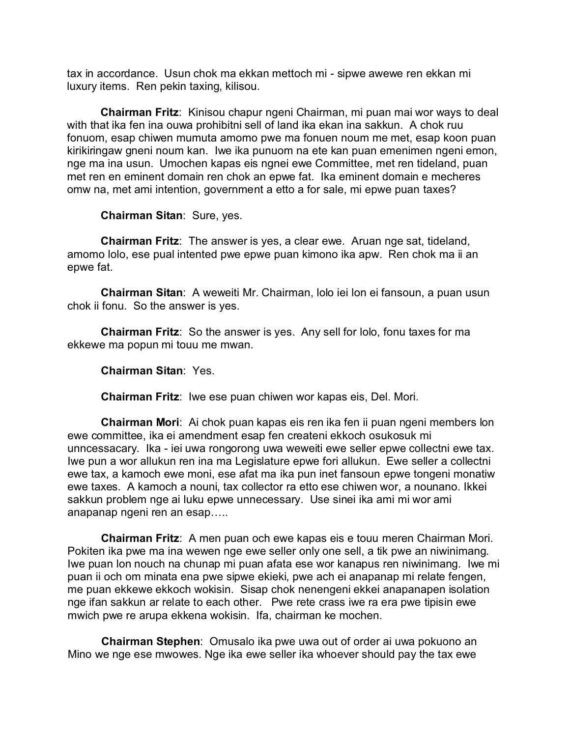tax in accordance. Usun chok ma ekkan mettoch mi - sipwe awewe ren ekkan mi luxury items. Ren pekin taxing, kilisou.

**Chairman Fritz**: Kinisou chapur ngeni Chairman, mi puan mai wor ways to deal with that ika fen ina ouwa prohibitni sell of land ika ekan ina sakkun. A chok ruu fonuom, esap chiwen mumuta amomo pwe ma fonuen noum me met, esap koon puan kirikiringaw gneni noum kan. Iwe ika punuom na ete kan puan emenimen ngeni emon, nge ma ina usun. Umochen kapas eis ngnei ewe Committee, met ren tideland, puan met ren en eminent domain ren chok an epwe fat. Ika eminent domain e mecheres omw na, met ami intention, government a etto a for sale, mi epwe puan taxes?

**Chairman Sitan**: Sure, yes.

**Chairman Fritz**: The answer is yes, a clear ewe. Aruan nge sat, tideland, amomo lolo, ese pual intented pwe epwe puan kimono ika apw. Ren chok ma ii an epwe fat.

**Chairman Sitan**: A weweiti Mr. Chairman, lolo iei lon ei fansoun, a puan usun chok ii fonu. So the answer is yes.

**Chairman Fritz**: So the answer is yes. Any sell for lolo, fonu taxes for ma ekkewe ma popun mi touu me mwan.

**Chairman Sitan**: Yes.

**Chairman Fritz**: Iwe ese puan chiwen wor kapas eis, Del. Mori.

**Chairman Mori**: Ai chok puan kapas eis ren ika fen ii puan ngeni members lon ewe committee, ika ei amendment esap fen createni ekkoch osukosuk mi unncessacary. Ika - iei uwa rongorong uwa weweiti ewe seller epwe collectni ewe tax. Iwe pun a wor allukun ren ina ma Legislature epwe fori allukun. Ewe seller a collectni ewe tax, a kamoch ewe moni, ese afat ma ika pun inet fansoun epwe tongeni monatiw ewe taxes. A kamoch a nouni, tax collector ra etto ese chiwen wor, a nounano. Ikkei sakkun problem nge ai luku epwe unnecessary. Use sinei ika ami mi wor ami anapanap ngeni ren an esap…..

**Chairman Fritz**: A men puan och ewe kapas eis e touu meren Chairman Mori. Pokiten ika pwe ma ina wewen nge ewe seller only one sell, a tik pwe an niwinimang. Iwe puan lon nouch na chunap mi puan afata ese wor kanapus ren niwinimang. Iwe mi puan ii och om minata ena pwe sipwe ekieki, pwe ach ei anapanap mi relate fengen, me puan ekkewe ekkoch wokisin. Sisap chok nenengeni ekkei anapanapen isolation nge ifan sakkun ar relate to each other. Pwe rete crass iwe ra era pwe tipisin ewe mwich pwe re arupa ekkena wokisin. Ifa, chairman ke mochen.

**Chairman Stephen**: Omusalo ika pwe uwa out of order ai uwa pokuono an Mino we nge ese mwowes. Nge ika ewe seller ika whoever should pay the tax ewe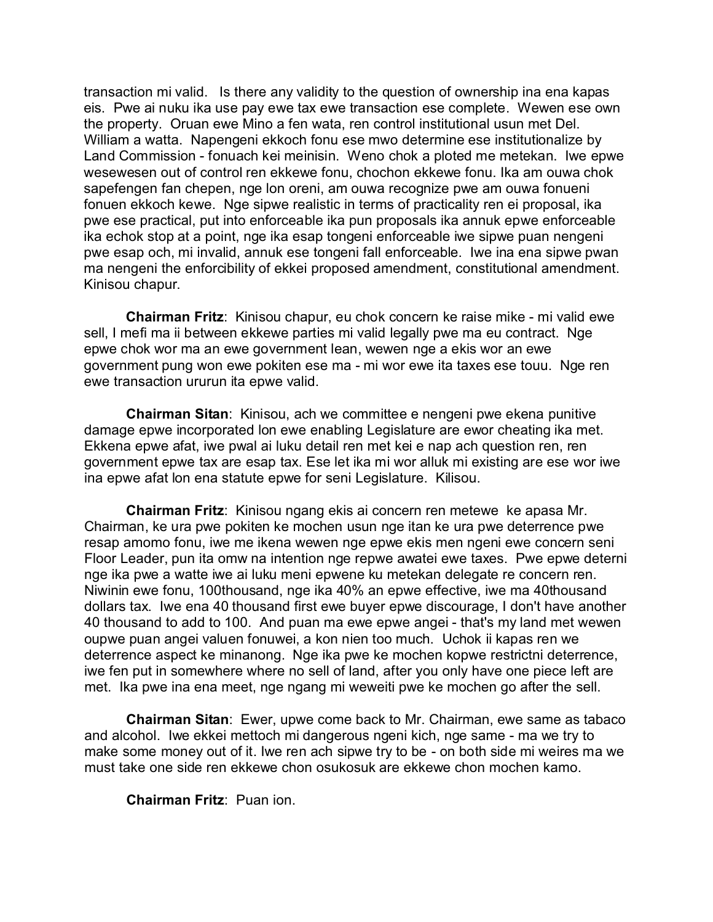transaction mi valid. Is there any validity to the question of ownership ina ena kapas eis. Pwe ai nuku ika use pay ewe tax ewe transaction ese complete. Wewen ese own the property. Oruan ewe Mino a fen wata, ren control institutional usun met Del. William a watta. Napengeni ekkoch fonu ese mwo determine ese institutionalize by Land Commission - fonuach kei meinisin. Weno chok a ploted me metekan. Iwe epwe wesewesen out of control ren ekkewe fonu, chochon ekkewe fonu. Ika am ouwa chok sapefengen fan chepen, nge lon oreni, am ouwa recognize pwe am ouwa fonueni fonuen ekkoch kewe. Nge sipwe realistic in terms of practicality ren ei proposal, ika pwe ese practical, put into enforceable ika pun proposals ika annuk epwe enforceable ika echok stop at a point, nge ika esap tongeni enforceable iwe sipwe puan nengeni pwe esap och, mi invalid, annuk ese tongeni fall enforceable. Iwe ina ena sipwe pwan ma nengeni the enforcibility of ekkei proposed amendment, constitutional amendment. Kinisou chapur.

**Chairman Fritz**: Kinisou chapur, eu chok concern ke raise mike - mi valid ewe sell, I mefi ma ii between ekkewe parties mi valid legally pwe ma eu contract. Nge epwe chok wor ma an ewe government lean, wewen nge a ekis wor an ewe government pung won ewe pokiten ese ma - mi wor ewe ita taxes ese touu. Nge ren ewe transaction ururun ita epwe valid.

**Chairman Sitan**: Kinisou, ach we committee e nengeni pwe ekena punitive damage epwe incorporated lon ewe enabling Legislature are ewor cheating ika met. Ekkena epwe afat, iwe pwal ai luku detail ren met kei e nap ach question ren, ren government epwe tax are esap tax. Ese let ika mi wor alluk mi existing are ese wor iwe ina epwe afat lon ena statute epwe for seni Legislature. Kilisou.

**Chairman Fritz**: Kinisou ngang ekis ai concern ren metewe ke apasa Mr. Chairman, ke ura pwe pokiten ke mochen usun nge itan ke ura pwe deterrence pwe resap amomo fonu, iwe me ikena wewen nge epwe ekis men ngeni ewe concern seni Floor Leader, pun ita omw na intention nge repwe awatei ewe taxes. Pwe epwe deterni nge ika pwe a watte iwe ai luku meni epwene ku metekan delegate re concern ren. Niwinin ewe fonu, 100thousand, nge ika 40% an epwe effective, iwe ma 40thousand dollars tax. Iwe ena 40 thousand first ewe buyer epwe discourage, I don't have another 40 thousand to add to 100. And puan ma ewe epwe angei - that's my land met wewen oupwe puan angei valuen fonuwei, a kon nien too much. Uchok ii kapas ren we deterrence aspect ke minanong. Nge ika pwe ke mochen kopwe restrictni deterrence, iwe fen put in somewhere where no sell of land, after you only have one piece left are met. Ika pwe ina ena meet, nge ngang mi weweiti pwe ke mochen go after the sell.

**Chairman Sitan**: Ewer, upwe come back to Mr. Chairman, ewe same as tabaco and alcohol. Iwe ekkei mettoch mi dangerous ngeni kich, nge same - ma we try to make some money out of it. Iwe ren ach sipwe try to be - on both side mi weires ma we must take one side ren ekkewe chon osukosuk are ekkewe chon mochen kamo.

**Chairman Fritz**: Puan ion.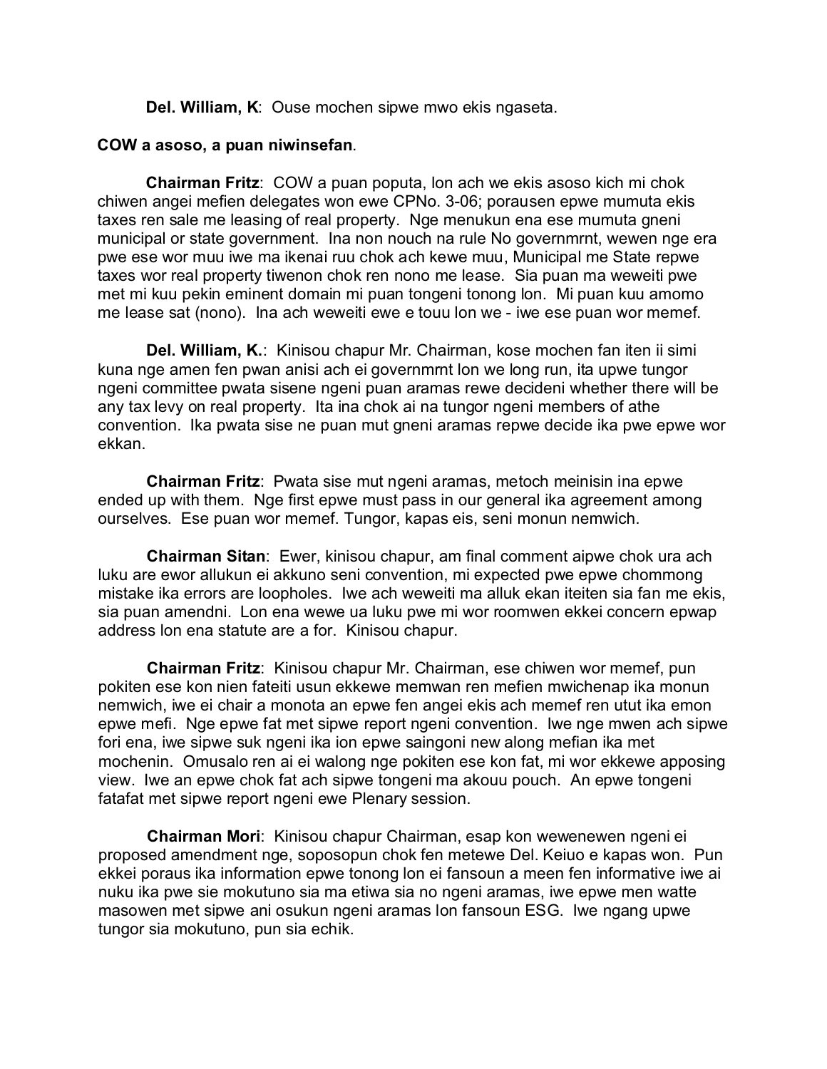**Del. William, K**: Ouse mochen sipwe mwo ekis ngaseta.

**COW a asoso, a puan niwinsefan**.

**Chairman Fritz**: COW a puan poputa, lon ach we ekis asoso kich mi chok chiwen angei mefien delegates won ewe CPNo. 3-06; porausen epwe mumuta ekis taxes ren sale me leasing of real property. Nge menukun ena ese mumuta gneni municipal or state government. Ina non nouch na rule No governmrnt, wewen nge era pwe ese wor muu iwe ma ikenai ruu chok ach kewe muu, Municipal me State repwe taxes wor real property tiwenon chok ren nono me lease. Sia puan ma weweiti pwe met mi kuu pekin eminent domain mi puan tongeni tonong lon. Mi puan kuu amomo me lease sat (nono). Ina ach weweiti ewe e touu lon we - iwe ese puan wor memef.

**Del. William, K.**: Kinisou chapur Mr. Chairman, kose mochen fan iten ii simi kuna nge amen fen pwan anisi ach ei governmrnt lon we long run, ita upwe tungor ngeni committee pwata sisene ngeni puan aramas rewe decideni whether there will be any tax levy on real property. Ita ina chok ai na tungor ngeni members of athe convention. Ika pwata sise ne puan mut gneni aramas repwe decide ika pwe epwe wor ekkan.

**Chairman Fritz**: Pwata sise mut ngeni aramas, metoch meinisin ina epwe ended up with them. Nge first epwe must pass in our general ika agreement among ourselves. Ese puan wor memef. Tungor, kapas eis, seni monun nemwich.

**Chairman Sitan**: Ewer, kinisou chapur, am final comment aipwe chok ura ach luku are ewor allukun ei akkuno seni convention, mi expected pwe epwe chommong mistake ika errors are loopholes. Iwe ach weweiti ma alluk ekan iteiten sia fan me ekis, sia puan amendni. Lon ena wewe ua luku pwe mi wor roomwen ekkei concern epwap address lon ena statute are a for. Kinisou chapur.

**Chairman Fritz**: Kinisou chapur Mr. Chairman, ese chiwen wor memef, pun pokiten ese kon nien fateiti usun ekkewe memwan ren mefien mwichenap ika monun nemwich, iwe ei chair a monota an epwe fen angei ekis ach memef ren utut ika emon epwe mefi. Nge epwe fat met sipwe report ngeni convention. Iwe nge mwen ach sipwe fori ena, iwe sipwe suk ngeni ika ion epwe saingoni new along mefian ika met mochenin. Omusalo ren ai ei walong nge pokiten ese kon fat, mi wor ekkewe apposing view. Iwe an epwe chok fat ach sipwe tongeni ma akouu pouch. An epwe tongeni fatafat met sipwe report ngeni ewe Plenary session.

**Chairman Mori**: Kinisou chapur Chairman, esap kon wewenewen ngeni ei proposed amendment nge, soposopun chok fen metewe Del. Keiuo e kapas won. Pun ekkei poraus ika information epwe tonong lon ei fansoun a meen fen informative iwe ai nuku ika pwe sie mokutuno sia ma etiwa sia no ngeni aramas, iwe epwe men watte masowen met sipwe ani osukun ngeni aramas lon fansoun ESG. Iwe ngang upwe tungor sia mokutuno, pun sia echik.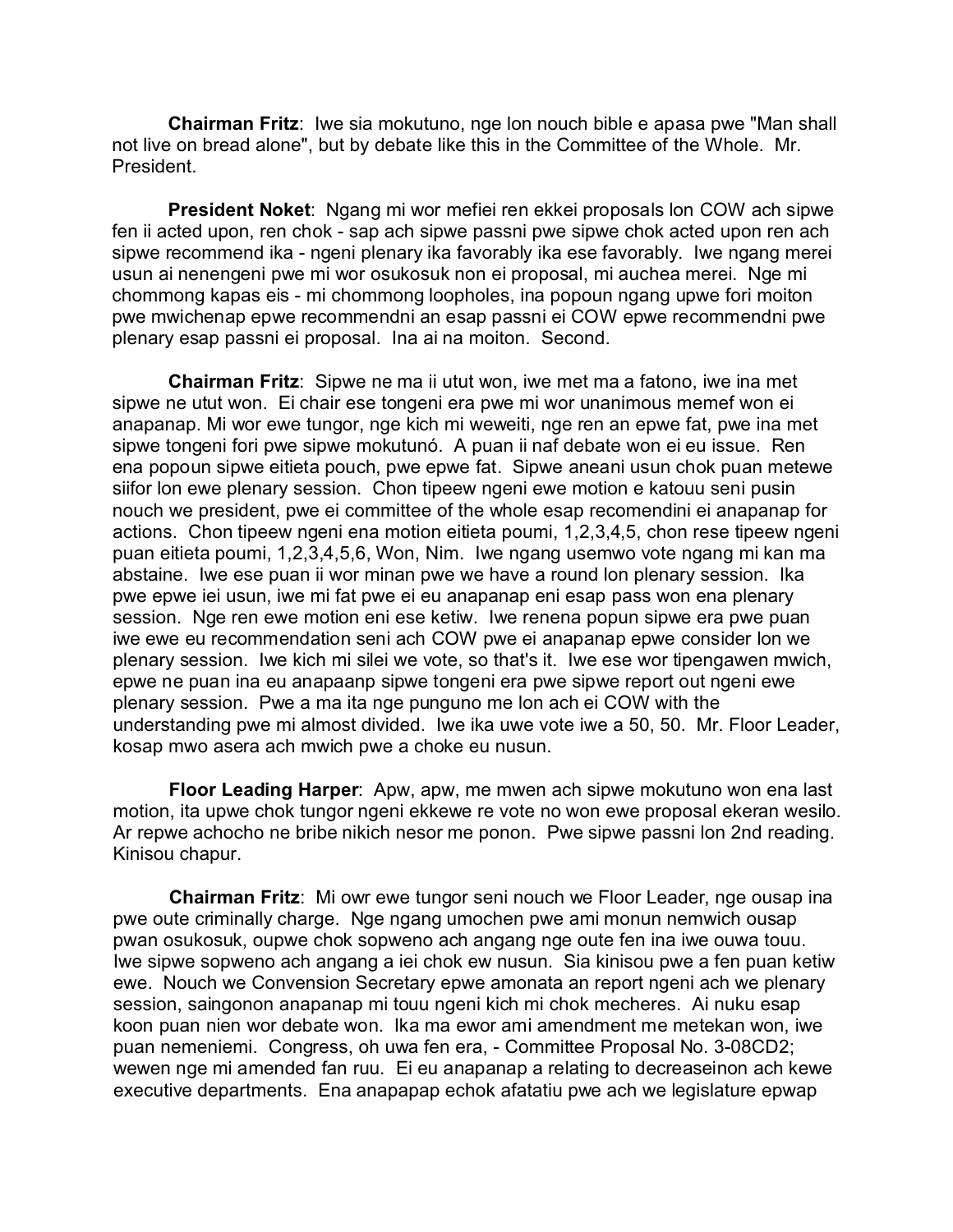**Chairman Fritz**: Iwe sia mokutuno, nge lon nouch bible e apasa pwe "Man shall not live on bread alone", but by debate like this in the Committee of the Whole. Mr. President.

**President Noket**: Ngang mi wor mefiei ren ekkei proposals lon COW ach sipwe fen ii acted upon, ren chok - sap ach sipwe passni pwe sipwe chok acted upon ren ach sipwe recommend ika - ngeni plenary ika favorably ika ese favorably. Iwe ngang merei usun ai nenengeni pwe mi wor osukosuk non ei proposal, mi auchea merei. Nge mi chommong kapas eis - mi chommong loopholes, ina popoun ngang upwe fori moiton pwe mwichenap epwe recommendni an esap passni ei COW epwe recommendni pwe plenary esap passni ei proposal. Ina ai na moiton. Second.

**Chairman Fritz**: Sipwe ne ma ii utut won, iwe met ma a fatono, iwe ina met sipwe ne utut won. Ei chair ese tongeni era pwe mi wor unanimous memef won ei anapanap. Mi wor ewe tungor, nge kich mi weweiti, nge ren an epwe fat, pwe ina met sipwe tongeni fori pwe sipwe mokutunó. A puan ii naf debate won ei eu issue. Ren ena popoun sipwe eitieta pouch, pwe epwe fat. Sipwe aneani usun chok puan metewe siifor lon ewe plenary session. Chon tipeew ngeni ewe motion e katouu seni pusin nouch we president, pwe ei committee of the whole esap recomendini ei anapanap for actions. Chon tipeew ngeni ena motion eitieta poumi, 1,2,3,4,5, chon rese tipeew ngeni puan eitieta poumi, 1,2,3,4,5,6, Won, Nim. Iwe ngang usemwo vote ngang mi kan ma abstaine. Iwe ese puan ii wor minan pwe we have a round lon plenary session. Ika pwe epwe iei usun, iwe mi fat pwe ei eu anapanap eni esap pass won ena plenary session. Nge ren ewe motion eni ese ketiw. Iwe renena popun sipwe era pwe puan iwe ewe eu recommendation seni ach COW pwe ei anapanap epwe consider lon we plenary session. Iwe kich mi silei we vote, so that's it. Iwe ese wor tipengawen mwich, epwe ne puan ina eu anapaanp sipwe tongeni era pwe sipwe report out ngeni ewe plenary session. Pwe a ma ita nge punguno me lon ach ei COW with the understanding pwe mi almost divided. Iwe ika uwe vote iwe a 50, 50. Mr. Floor Leader, kosap mwo asera ach mwich pwe a choke eu nusun.

**Floor Leading Harper**: Apw, apw, me mwen ach sipwe mokutuno won ena last motion, ita upwe chok tungor ngeni ekkewe re vote no won ewe proposal ekeran wesilo. Ar repwe achocho ne bribe nikich nesor me ponon. Pwe sipwe passni lon 2nd reading. Kinisou chapur.

**Chairman Fritz**: Mi owr ewe tungor seni nouch we Floor Leader, nge ousap ina pwe oute criminally charge. Nge ngang umochen pwe ami monun nemwich ousap pwan osukosuk, oupwe chok sopweno ach angang nge oute fen ina iwe ouwa touu. Iwe sipwe sopweno ach angang a iei chok ew nusun. Sia kinisou pwe a fen puan ketiw ewe. Nouch we Convension Secretary epwe amonata an report ngeni ach we plenary session, saingonon anapanap mi touu ngeni kich mi chok mecheres. Ai nuku esap koon puan nien wor debate won. Ika ma ewor ami amendment me metekan won, iwe puan nemeniemi. Congress, oh uwa fen era, - Committee Proposal No. 3-08CD2; wewen nge mi amended fan ruu. Ei eu anapanap a relating to decreaseinon ach kewe executive departments. Ena anapapap echok afatatiu pwe ach we legislature epwap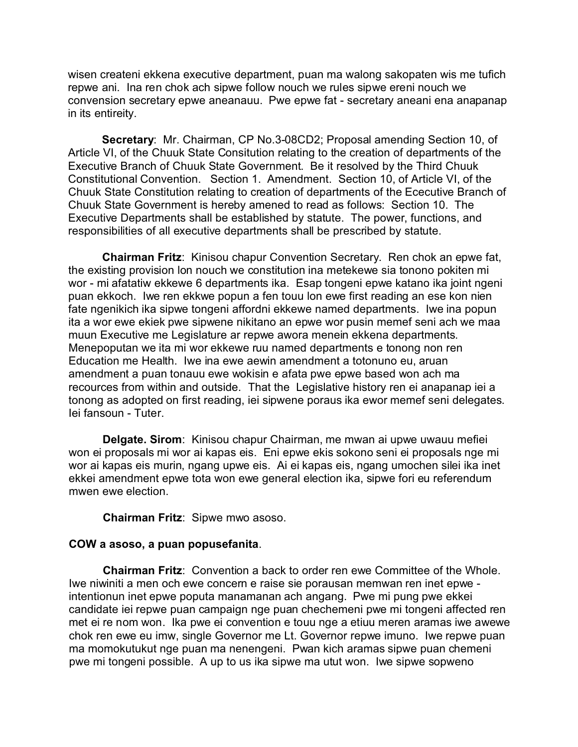wisen createni ekkena executive department, puan ma walong sakopaten wis me tufich repwe ani. Ina ren chok ach sipwe follow nouch we rules sipwe ereni nouch we convension secretary epwe aneanauu. Pwe epwe fat - secretary aneani ena anapanap in its entireity.

**Secretary**: Mr. Chairman, CP No.3-08CD2; Proposal amending Section 10, of Article VI, of the Chuuk State Consitution relating to the creation of departments of the Executive Branch of Chuuk State Government. Be it resolved by the Third Chuuk Constitutional Convention. Section 1. Amendment. Section 10, of Article VI, of the Chuuk State Constitution relating to creation of departments of the Ececutive Branch of Chuuk State Government is hereby amened to read as follows: Section 10. The Executive Departments shall be established by statute. The power, functions, and responsibilities of all executive departments shall be prescribed by statute.

**Chairman Fritz**: Kinisou chapur Convention Secretary. Ren chok an epwe fat, the existing provision lon nouch we constitution ina metekewe sia tonono pokiten mi wor - mi afatatiw ekkewe 6 departments ika. Esap tongeni epwe katano ika joint ngeni puan ekkoch. Iwe ren ekkwe popun a fen touu lon ewe first reading an ese kon nien fate ngenikich ika sipwe tongeni affordni ekkewe named departments. Iwe ina popun ita a wor ewe ekiek pwe sipwene nikitano an epwe wor pusin memef seni ach we maa muun Executive me Legislature ar repwe awora menein ekkena departments. Menepoputan we ita mi wor ekkewe ruu named departments e tonong non ren Education me Health. Iwe ina ewe aewin amendment a totonuno eu, aruan amendment a puan tonauu ewe wokisin e afata pwe epwe based won ach ma recources from within and outside. That the Legislative history ren ei anapanap iei a tonong as adopted on first reading, iei sipwene poraus ika ewor memef seni delegates. Iei fansoun - Tuter.

**Delgate. Sirom**: Kinisou chapur Chairman, me mwan ai upwe uwauu mefiei won ei proposals mi wor ai kapas eis. Eni epwe ekis sokono seni ei proposals nge mi wor ai kapas eis murin, ngang upwe eis. Ai ei kapas eis, ngang umochen silei ika inet ekkei amendment epwe tota won ewe general election ika, sipwe fori eu referendum mwen ewe election.

**Chairman Fritz**: Sipwe mwo asoso.

**COW a asoso, a puan popusefanita**.

**Chairman Fritz**: Convention a back to order ren ewe Committee of the Whole. Iwe niwiniti a men och ewe concern e raise sie porausan memwan ren inet epwe - intentionun inet epwe poputa manamanan ach angang. Pwe mi pung pwe ekkei candidate iei repwe puan campaign nge puan chechemeni pwe mi tongeni affected ren met ei re nom won. Ika pwe ei convention e touu nge a etiuu meren aramas iwe awewe chok ren ewe eu imw, single Governor me Lt. Governor repwe imuno. Iwe repwe puan ma momokutukut nge puan ma nenengeni. Pwan kich aramas sipwe puan chemeni pwe mi tongeni possible. A up to us ika sipwe ma utut won. Iwe sipwe sopweno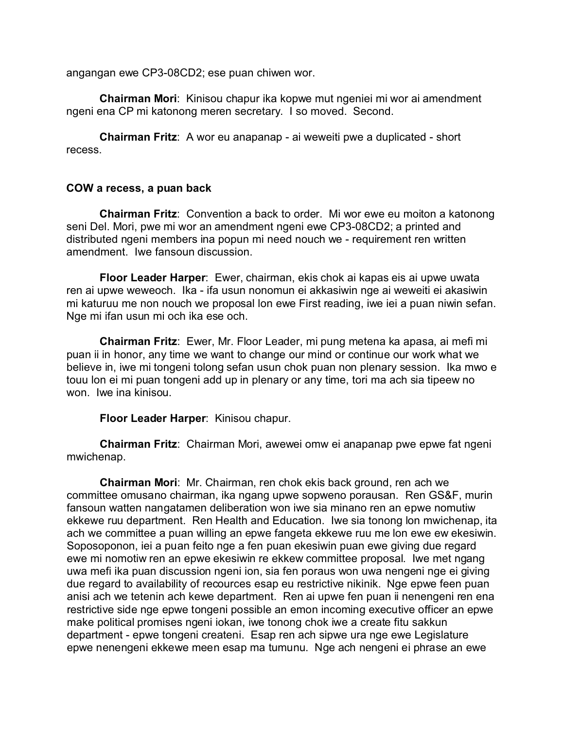angangan ewe CP3-08CD2; ese puan chiwen wor.

**Chairman Mori**: Kinisou chapur ika kopwe mut ngeniei mi wor ai amendment ngeni ena CP mi katonong meren secretary. I so moved. Second.

**Chairman Fritz**: A wor eu anapanap - ai weweiti pwe a duplicated - short recess.

**COW a recess, a puan back**

**Chairman Fritz**: Convention a back to order. Mi wor ewe eu moiton a katonong seni Del. Mori, pwe mi wor an amendment ngeni ewe CP3-08CD2; a printed and distributed ngeni members ina popun mi need nouch we - requirement ren written amendment. Iwe fansoun discussion.

**Floor Leader Harper**: Ewer, chairman, ekis chok ai kapas eis ai upwe uwata ren ai upwe weweoch. Ika - ifa usun nonomun ei akkasiwin nge ai weweiti ei akasiwin mi katuruu me non nouch we proposal lon ewe First reading, iwe iei a puan niwin sefan. Nge mi ifan usun mi och ika ese och.

**Chairman Fritz**: Ewer, Mr. Floor Leader, mi pung metena ka apasa, ai mefi mi puan ii in honor, any time we want to change our mind or continue our work what we believe in, iwe mi tongeni tolong sefan usun chok puan non plenary session. Ika mwo e touu lon ei mi puan tongeni add up in plenary or any time, tori ma ach sia tipeew no won. Iwe ina kinisou.

**Floor Leader Harper**: Kinisou chapur.

**Chairman Fritz**: Chairman Mori, awewei omw ei anapanap pwe epwe fat ngeni mwichenap.

**Chairman Mori**: Mr. Chairman, ren chok ekis back ground, ren ach we committee omusano chairman, ika ngang upwe sopweno porausan. Ren GS&F, murin fansoun watten nangatamen deliberation won iwe sia minano ren an epwe nomutiw ekkewe ruu department. Ren Health and Education. Iwe sia tonong lon mwichenap, ita ach we committee a puan willing an epwe fangeta ekkewe ruu me lon ewe ew ekesiwin. Soposoponon, iei a puan feito nge a fen puan ekesiwin puan ewe giving due regard ewe mi nomotiw ren an epwe ekesiwin re ekkew committee proposal. Iwe met ngang uwa mefi ika puan discussion ngeni ion, sia fen poraus won uwa nengeni nge ei giving due regard to availability of recources esap eu restrictive nikinik. Nge epwe feen puan anisi ach we tetenin ach kewe department. Ren ai upwe fen puan ii nenengeni ren ena restrictive side nge epwe tongeni possible an emon incoming executive officer an epwe make political promises ngeni iokan, iwe tonong chok iwe a create fitu sakkun department - epwe tongeni createni. Esap ren ach sipwe ura nge ewe Legislature epwe nenengeni ekkewe meen esap ma tumunu. Nge ach nengeni ei phrase an ewe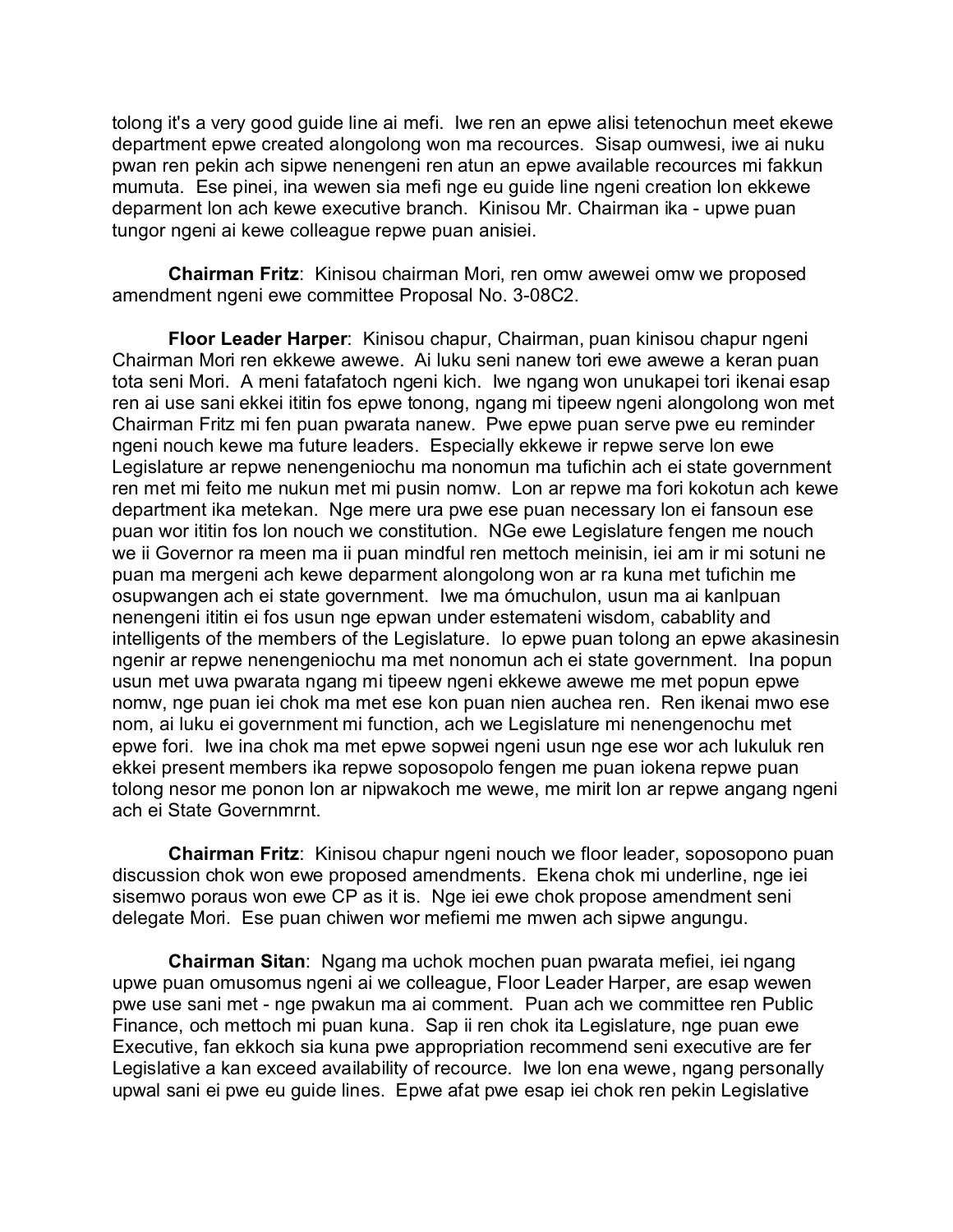tolong it's a very good guide line ai mefi. Iwe ren an epwe alisi tetenochun meet ekewe department epwe created alongolong won ma recources. Sisap oumwesi, iwe ai nuku pwan ren pekin ach sipwe nenengeni ren atun an epwe available recources mi fakkun mumuta. Ese pinei, ina wewen sia mefi nge eu guide line ngeni creation lon ekkewe deparment lon ach kewe executive branch. Kinisou Mr. Chairman ika - upwe puan tungor ngeni ai kewe colleague repwe puan anisiei.

**Chairman Fritz**: Kinisou chairman Mori, ren omw awewei omw we proposed amendment ngeni ewe committee Proposal No. 3-08C2.

**Floor Leader Harper**: Kinisou chapur, Chairman, puan kinisou chapur ngeni Chairman Mori ren ekkewe awewe. Ai luku seni nanew tori ewe awewe a keran puan tota seni Mori. A meni fatafatoch ngeni kich. Iwe ngang won unukapei tori ikenai esap ren ai use sani ekkei ititin fos epwe tonong, ngang mi tipeew ngeni alongolong won met Chairman Fritz mi fen puan pwarata nanew. Pwe epwe puan serve pwe eu reminder ngeni nouch kewe ma future leaders. Especially ekkewe ir repwe serve lon ewe Legislature ar repwe nenengeniochu ma nonomun ma tufichin ach ei state government ren met mi feito me nukun met mi pusin nomw. Lon ar repwe ma fori kokotun ach kewe department ika metekan. Nge mere ura pwe ese puan necessary lon ei fansoun ese puan wor ititin fos lon nouch we constitution. NGe ewe Legislature fengen me nouch we ii Governor ra meen ma ii puan mindful ren mettoch meinisin, iei am ir mi sotuni ne puan ma mergeni ach kewe deparment alongolong won ar ra kuna met tufichin me osupwangen ach ei state government. Iwe ma ómuchulon, usun ma ai kanlpuan nenengeni ititin ei fos usun nge epwan under estemateni wisdom, cabablity and intelligents of the members of the Legislature. Io epwe puan tolong an epwe akasinesin ngenir ar repwe nenengeniochu ma met nonomun ach ei state government. Ina popun usun met uwa pwarata ngang mi tipeew ngeni ekkewe awewe me met popun epwe nomw, nge puan iei chok ma met ese kon puan nien auchea ren. Ren ikenai mwo ese nom, ai luku ei government mi function, ach we Legislature mi nenengenochu met epwe fori. Iwe ina chok ma met epwe sopwei ngeni usun nge ese wor ach lukuluk ren ekkei present members ika repwe soposopolo fengen me puan iokena repwe puan tolong nesor me ponon lon ar nipwakoch me wewe, me mirit lon ar repwe angang ngeni ach ei State Governmrnt.

**Chairman Fritz**: Kinisou chapur ngeni nouch we floor leader, soposopono puan discussion chok won ewe proposed amendments. Ekena chok mi underline, nge iei sisemwo poraus won ewe CP as it is. Nge iei ewe chok propose amendment seni delegate Mori. Ese puan chiwen wor mefiemi me mwen ach sipwe angungu.

**Chairman Sitan**: Ngang ma uchok mochen puan pwarata mefiei, iei ngang upwe puan omusomus ngeni ai we colleague, Floor Leader Harper, are esap wewen pwe use sani met - nge pwakun ma ai comment. Puan ach we committee ren Public Finance, och mettoch mi puan kuna. Sap ii ren chok ita Legislature, nge puan ewe Executive, fan ekkoch sia kuna pwe appropriation recommend seni executive are fer Legislative a kan exceed availability of recource. Iwe lon ena wewe, ngang personally upwal sani ei pwe eu guide lines. Epwe afat pwe esap iei chok ren pekin Legislative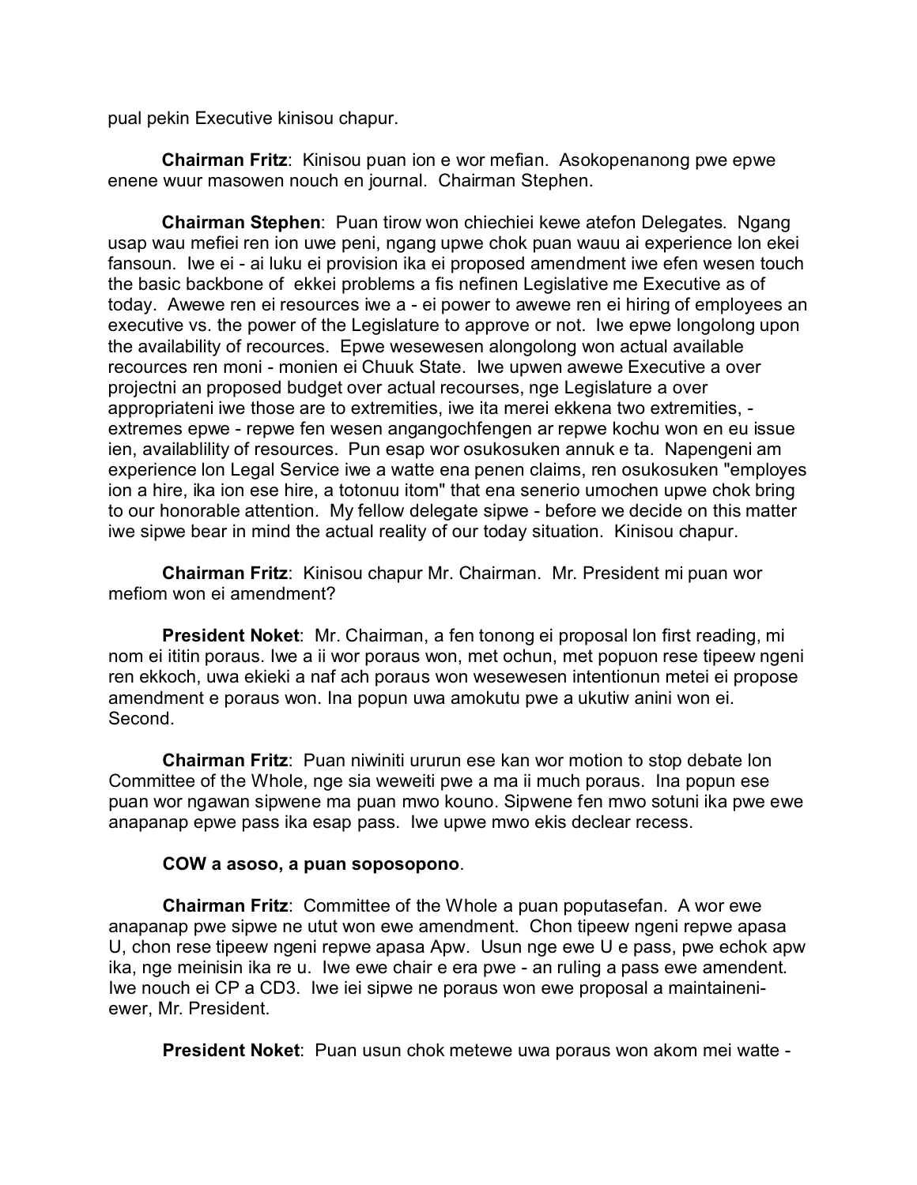pual pekin Executive kinisou chapur.

**Chairman Fritz**: Kinisou puan ion e wor mefian. Asokopenanong pwe epwe enene wuur masowen nouch en journal. Chairman Stephen.

**Chairman Stephen**: Puan tirow won chiechiei kewe atefon Delegates. Ngang usap wau mefiei ren ion uwe peni, ngang upwe chok puan wauu ai experience lon ekei fansoun. Iwe ei - ai luku ei provision ika ei proposed amendment iwe efen wesen touch the basic backbone of ekkei problems a fis nefinen Legislative me Executive as of today. Awewe ren ei resources iwe a - ei power to awewe ren ei hiring of employees an executive vs. the power of the Legislature to approve or not. Iwe epwe longolong upon the availability of recources. Epwe wesewesen alongolong won actual available recources ren moni - monien ei Chuuk State. Iwe upwen awewe Executive a over projectni an proposed budget over actual recourses, nge Legislature a over appropriateni iwe those are to extremities, iwe ita merei ekkena two extremities, - extremes epwe - repwe fen wesen angangochfengen ar repwe kochu won en eu issue ien, availablility of resources. Pun esap wor osukosuken annuk e ta. Napengeni am experience lon Legal Service iwe a watte ena penen claims, ren osukosuken "employes ion a hire, ika ion ese hire, a totonuu itom" that ena senerio umochen upwe chok bring to our honorable attention. My fellow delegate sipwe - before we decide on this matter iwe sipwe bear in mind the actual reality of our today situation. Kinisou chapur.

**Chairman Fritz**: Kinisou chapur Mr. Chairman. Mr. President mi puan wor mefiom won ei amendment?

**President Noket**: Mr. Chairman, a fen tonong ei proposal lon first reading, mi nom ei ititin poraus. Iwe a ii wor poraus won, met ochun, met popuon rese tipeew ngeni ren ekkoch, uwa ekieki a naf ach poraus won wesewesen intentionun metei ei propose amendment e poraus won. Ina popun uwa amokutu pwe a ukutiw anini won ei. Second.

**Chairman Fritz**: Puan niwiniti ururun ese kan wor motion to stop debate lon Committee of the Whole, nge sia weweiti pwe a ma ii much poraus. Ina popun ese puan wor ngawan sipwene ma puan mwo kouno. Sipwene fen mwo sotuni ika pwe ewe anapanap epwe pass ika esap pass. Iwe upwe mwo ekis declear recess.

**COW a asoso, a puan soposopono**.

**Chairman Fritz**: Committee of the Whole a puan poputasefan. A wor ewe anapanap pwe sipwe ne utut won ewe amendment. Chon tipeew ngeni repwe apasa U, chon rese tipeew ngeni repwe apasa Apw. Usun nge ewe U e pass, pwe echok apw ika, nge meinisin ika re u. Iwe ewe chair e era pwe - an ruling a pass ewe amendent. Iwe nouch ei CP a CD3. Iwe iei sipwe ne poraus won ewe proposal a maintaineni-ewer, Mr. President.

**President Noket**: Puan usun chok metewe uwa poraus won akom mei watte -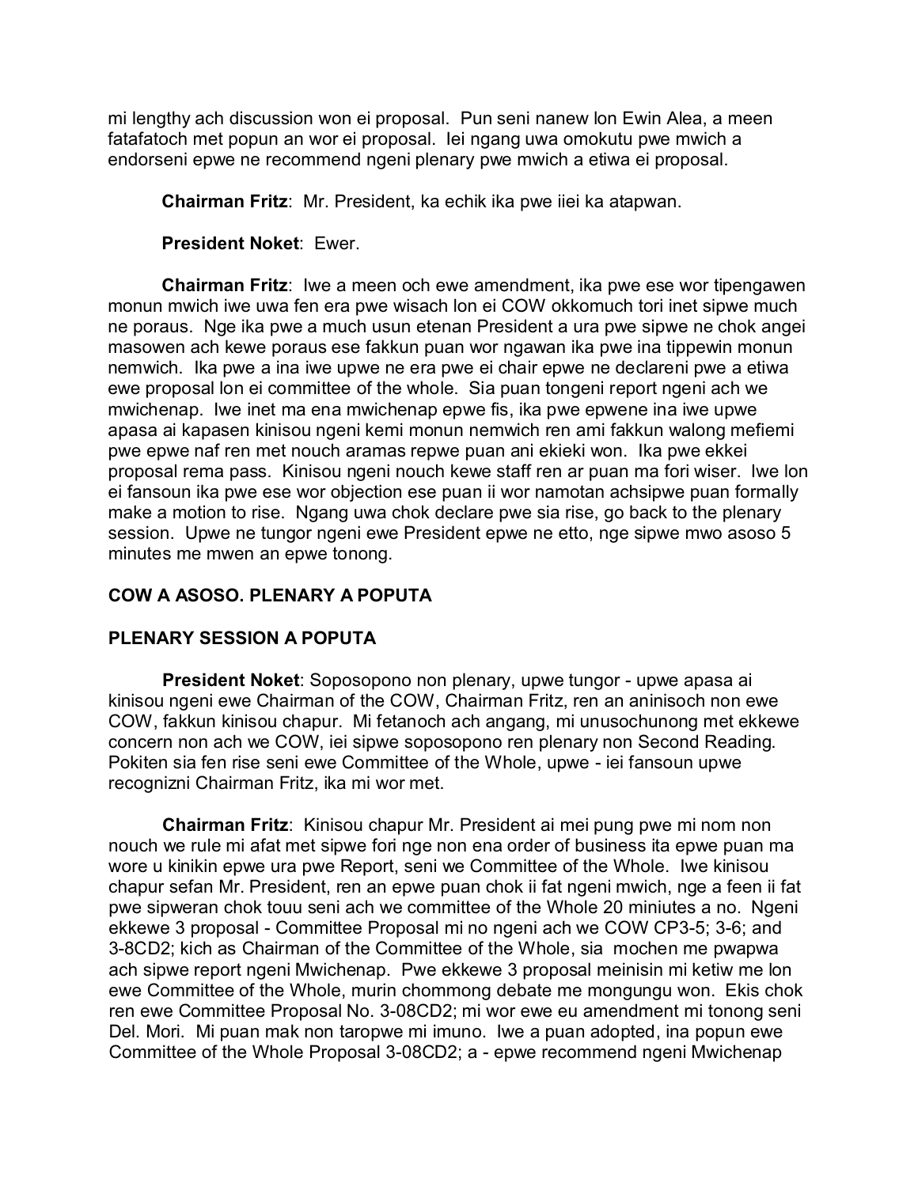mi lengthy ach discussion won ei proposal. Pun seni nanew lon Ewin Alea, a meen fatafatoch met popun an wor ei proposal. Iei ngang uwa omokutu pwe mwich a endorseni epwe ne recommend ngeni plenary pwe mwich a etiwa ei proposal.

**Chairman Fritz**: Mr. President, ka echik ika pwe iiei ka atapwan.

**President Noket**: Ewer.

**Chairman Fritz**: Iwe a meen och ewe amendment, ika pwe ese wor tipengawen monun mwich iwe uwa fen era pwe wisach lon ei COW okkomuch tori inet sipwe much ne poraus. Nge ika pwe a much usun etenan President a ura pwe sipwe ne chok angei masowen ach kewe poraus ese fakkun puan wor ngawan ika pwe ina tippewin monun nemwich. Ika pwe a ina iwe upwe ne era pwe ei chair epwe ne declareni pwe a etiwa ewe proposal lon ei committee of the whole. Sia puan tongeni report ngeni ach we mwichenap. Iwe inet ma ena mwichenap epwe fis, ika pwe epwene ina iwe upwe apasa ai kapasen kinisou ngeni kemi monun nemwich ren ami fakkun walong mefiemi pwe epwe naf ren met nouch aramas repwe puan ani ekieki won. Ika pwe ekkei proposal rema pass. Kinisou ngeni nouch kewe staff ren ar puan ma fori wiser. Iwe lon ei fansoun ika pwe ese wor objection ese puan ii wor namotan achsipwe puan formally make a motion to rise. Ngang uwa chok declare pwe sia rise, go back to the plenary session. Upwe ne tungor ngeni ewe President epwe ne etto, nge sipwe mwo asoso 5 minutes me mwen an epwe tonong.

**COW A ASOSO. PLENARY A POPUTA**

**PLENARY SESSION A POPUTA**

**President Noket**: Soposopono non plenary, upwe tungor - upwe apasa ai kinisou ngeni ewe Chairman of the COW, Chairman Fritz, ren an aninisoch non ewe COW, fakkun kinisou chapur. Mi fetanoch ach angang, mi unusochunong met ekkewe concern non ach we COW, iei sipwe soposopono ren plenary non Second Reading. Pokiten sia fen rise seni ewe Committee of the Whole, upwe - iei fansoun upwe recognizni Chairman Fritz, ika mi wor met.

**Chairman Fritz**: Kinisou chapur Mr. President ai mei pung pwe mi nom non nouch we rule mi afat met sipwe fori nge non ena order of business ita epwe puan ma wore u kinikin epwe ura pwe Report, seni we Committee of the Whole. Iwe kinisou chapur sefan Mr. President, ren an epwe puan chok ii fat ngeni mwich, nge a feen ii fat pwe sipweran chok touu seni ach we committee of the Whole 20 miniutes a no. Ngeni ekkewe 3 proposal - Committee Proposal mi no ngeni ach we COW CP3-5; 3-6; and 3-8CD2; kich as Chairman of the Committee of the Whole, sia mochen me pwapwa ach sipwe report ngeni Mwichenap. Pwe ekkewe 3 proposal meinisin mi ketiw me lon ewe Committee of the Whole, murin chommong debate me mongungu won. Ekis chok ren ewe Committee Proposal No. 3-08CD2; mi wor ewe eu amendment mi tonong seni Del. Mori. Mi puan mak non taropwe mi imuno. Iwe a puan adopted, ina popun ewe Committee of the Whole Proposal 3-08CD2; a - epwe recommend ngeni Mwichenap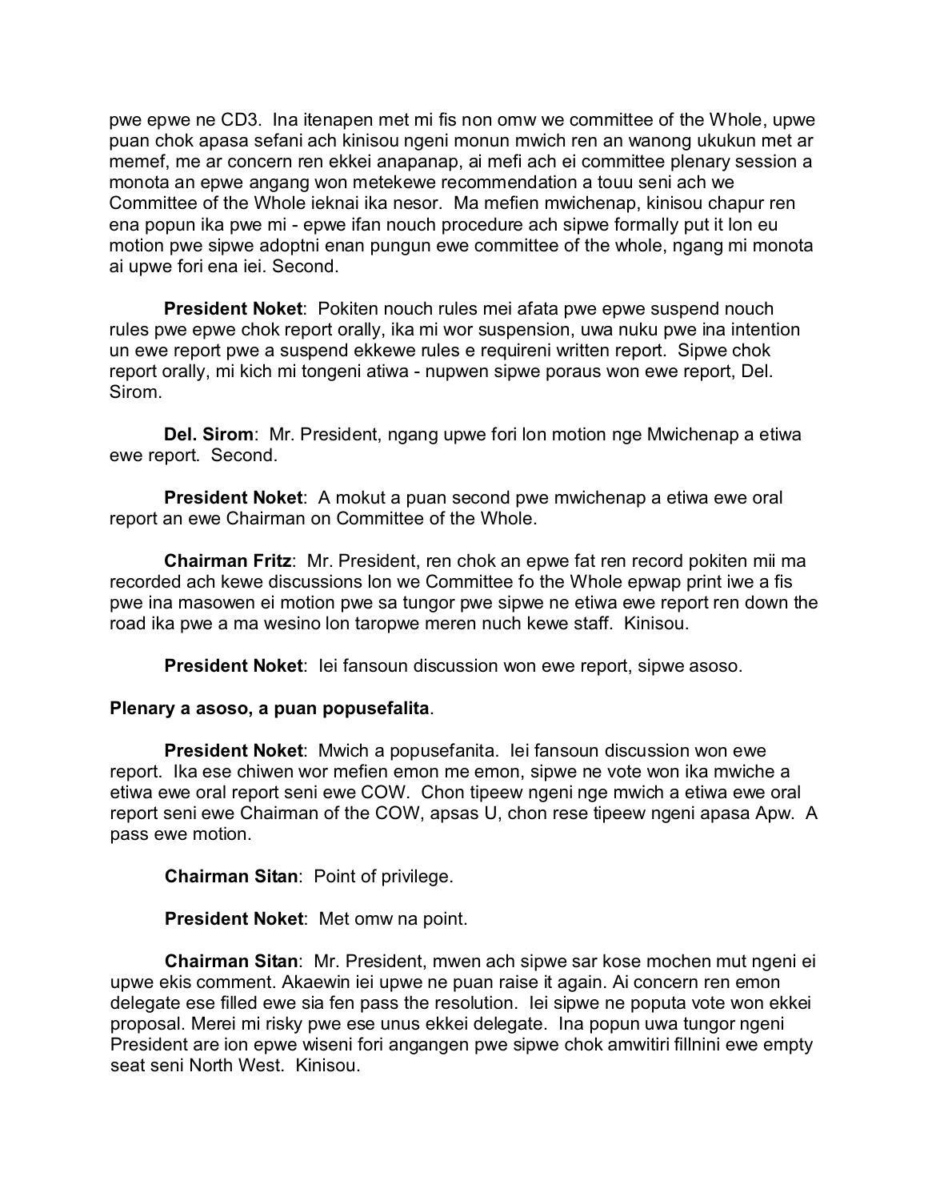pwe epwe ne CD3. Ina itenapen met mi fis non omw we committee of the Whole, upwe puan chok apasa sefani ach kinisou ngeni monun mwich ren an wanong ukukun met ar memef, me ar concern ren ekkei anapanap, ai mefi ach ei committee plenary session a monota an epwe angang won metekewe recommendation a touu seni ach we Committee of the Whole ieknai ika nesor. Ma mefien mwichenap, kinisou chapur ren ena popun ika pwe mi - epwe ifan nouch procedure ach sipwe formally put it lon eu motion pwe sipwe adoptni enan pungun ewe committee of the whole, ngang mi monota ai upwe fori ena iei. Second.

**President Noket**: Pokiten nouch rules mei afata pwe epwe suspend nouch rules pwe epwe chok report orally, ika mi wor suspension, uwa nuku pwe ina intention un ewe report pwe a suspend ekkewe rules e requireni written report. Sipwe chok report orally, mi kich mi tongeni atiwa - nupwen sipwe poraus won ewe report, Del. Sirom.

**Del. Sirom**: Mr. President, ngang upwe fori lon motion nge Mwichenap a etiwa ewe report. Second.

**President Noket**: A mokut a puan second pwe mwichenap a etiwa ewe oral report an ewe Chairman on Committee of the Whole.

**Chairman Fritz**: Mr. President, ren chok an epwe fat ren record pokiten mii ma recorded ach kewe discussions lon we Committee fo the Whole epwap print iwe a fis pwe ina masowen ei motion pwe sa tungor pwe sipwe ne etiwa ewe report ren down the road ika pwe a ma wesino lon taropwe meren nuch kewe staff. Kinisou.

**President Noket**: Iei fansoun discussion won ewe report, sipwe asoso.

**Plenary a asoso, a puan popusefalita**.

**President Noket**: Mwich a popusefanita. Iei fansoun discussion won ewe report. Ika ese chiwen wor mefien emon me emon, sipwe ne vote won ika mwiche a etiwa ewe oral report seni ewe COW. Chon tipeew ngeni nge mwich a etiwa ewe oral report seni ewe Chairman of the COW, apsas U, chon rese tipeew ngeni apasa Apw. A pass ewe motion.

**Chairman Sitan**: Point of privilege.

**President Noket**: Met omw na point.

**Chairman Sitan**: Mr. President, mwen ach sipwe sar kose mochen mut ngeni ei upwe ekis comment. Akaewin iei upwe ne puan raise it again. Ai concern ren emon delegate ese filled ewe sia fen pass the resolution. Iei sipwe ne poputa vote won ekkei proposal. Merei mi risky pwe ese unus ekkei delegate. Ina popun uwa tungor ngeni President are ion epwe wiseni fori angangen pwe sipwe chok amwitiri fillnini ewe empty seat seni North West. Kinisou.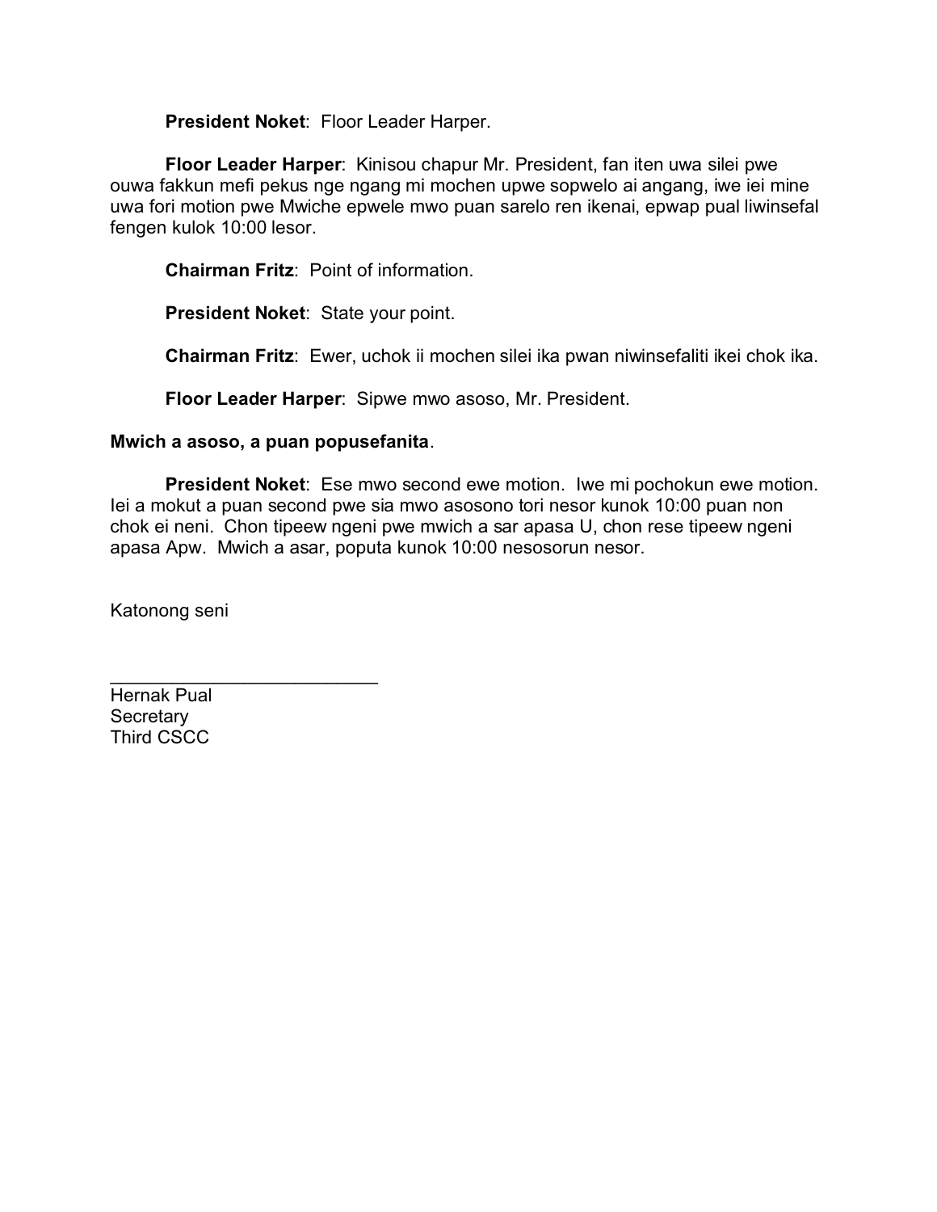**President Noket**: Floor Leader Harper.

**Floor Leader Harper**: Kinisou chapur Mr. President, fan iten uwa silei pwe ouwa fakkun mefi pekus nge ngang mi mochen upwe sopwelo ai angang, iwe iei mine uwa fori motion pwe Mwiche epwele mwo puan sarelo ren ikenai, epwap pual liwinsefal fengen kulok 10:00 lesor.

**Chairman Fritz**: Point of information.

**President Noket**: State your point.

**Chairman Fritz**: Ewer, uchok ii mochen silei ika pwan niwinsefaliti ikei chok ika.

**Floor Leader Harper**: Sipwe mwo asoso, Mr. President.

**Mwich a asoso, a puan popusefanita**.

**President Noket**: Ese mwo second ewe motion. Iwe mi pochokun ewe motion. Iei a mokut a puan second pwe sia mwo asosono tori nesor kunok 10:00 puan non chok ei neni. Chon tipeew ngeni pwe mwich a sar apasa U, chon rese tipeew ngeni apasa Apw. Mwich a asar, poputa kunok 10:00 nesosorun nesor.

Katonong seni

\_\_\_\_\_\_\_\_\_\_\_\_\_\_\_\_\_\_\_\_\_\_\_\_\_\_\_\_

Hernak Pual
Secretary
Third CSCC